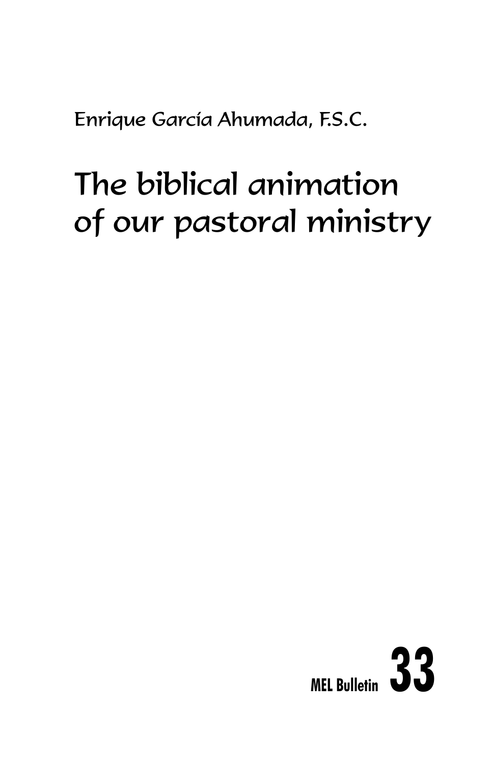Enrique García Ahumada, F.S.C.

# The biblical animation of our pastoral ministry

MEL Bulletin **33**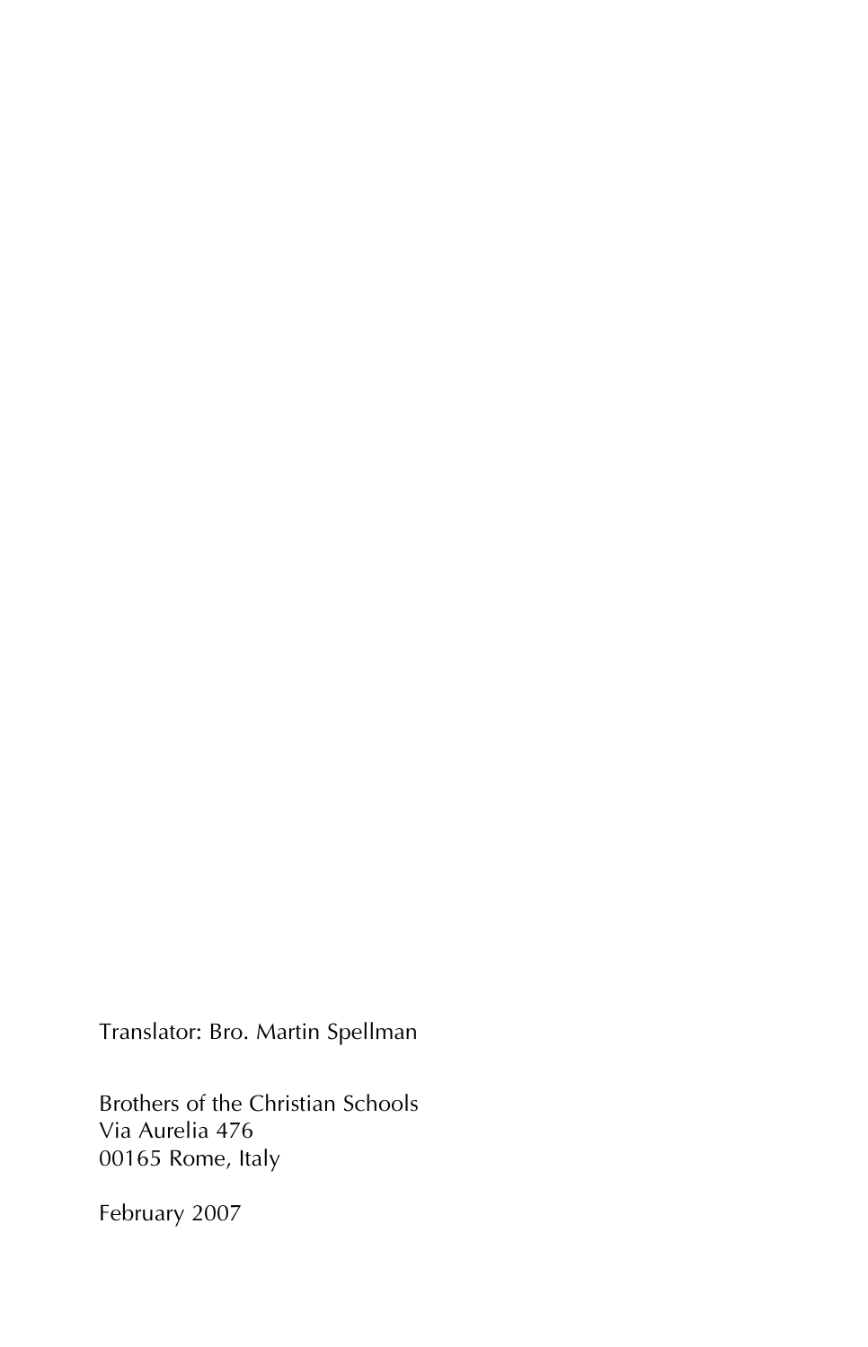Translator: Bro. Martin Spellman

Brothers of the Christian Schools
Via Aurelia 476
00165 Rome, Italy

February 2007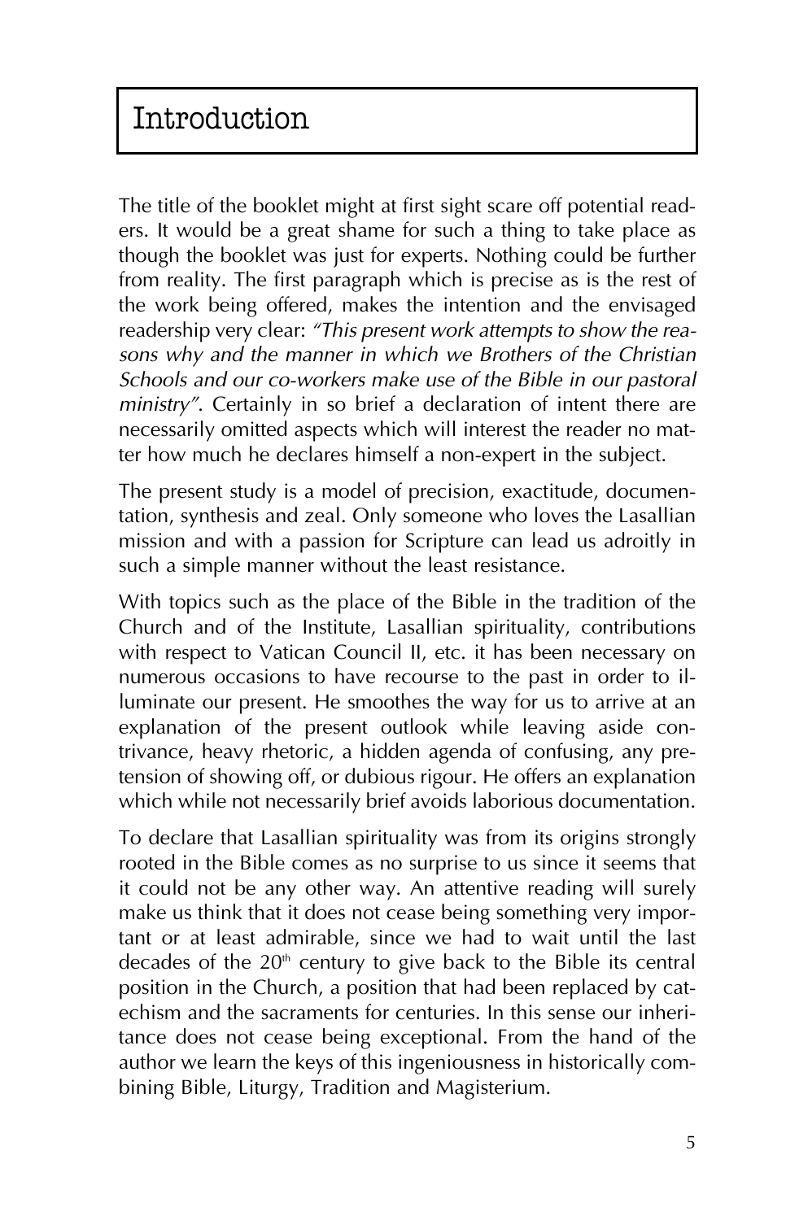# Introduction

The title of the booklet might at first sight scare off potential readers. It would be a great shame for such a thing to take place as though the booklet was just for experts. Nothing could be further from reality. The first paragraph which is precise as is the rest of the work being offered, makes the intention and the envisaged readership very clear: *"This present work attempts to show the reasons why and the manner in which we Brothers of the Christian Schools and our co-workers make use of the Bible in our pastoral ministry"*. Certainly in so brief a declaration of intent there are necessarily omitted aspects which will interest the reader no matter how much he declares himself a non-expert in the subject.

The present study is a model of precision, exactitude, documentation, synthesis and zeal. Only someone who loves the Lasallian mission and with a passion for Scripture can lead us adroitly in such a simple manner without the least resistance.

With topics such as the place of the Bible in the tradition of the Church and of the Institute, Lasallian spirituality, contributions with respect to Vatican Council II, etc. it has been necessary on numerous occasions to have recourse to the past in order to illuminate our present. He smoothes the way for us to arrive at an explanation of the present outlook while leaving aside contrivance, heavy rhetoric, a hidden agenda of confusing, any pretension of showing off, or dubious rigour. He offers an explanation which while not necessarily brief avoids laborious documentation.

To declare that Lasallian spirituality was from its origins strongly rooted in the Bible comes as no surprise to us since it seems that it could not be any other way. An attentive reading will surely make us think that it does not cease being something very important or at least admirable, since we had to wait until the last decades of the 20th century to give back to the Bible its central position in the Church, a position that had been replaced by catechism and the sacraments for centuries. In this sense our inheritance does not cease being exceptional. From the hand of the author we learn the keys of this ingeniousness in historically combining Bible, Liturgy, Tradition and Magisterium.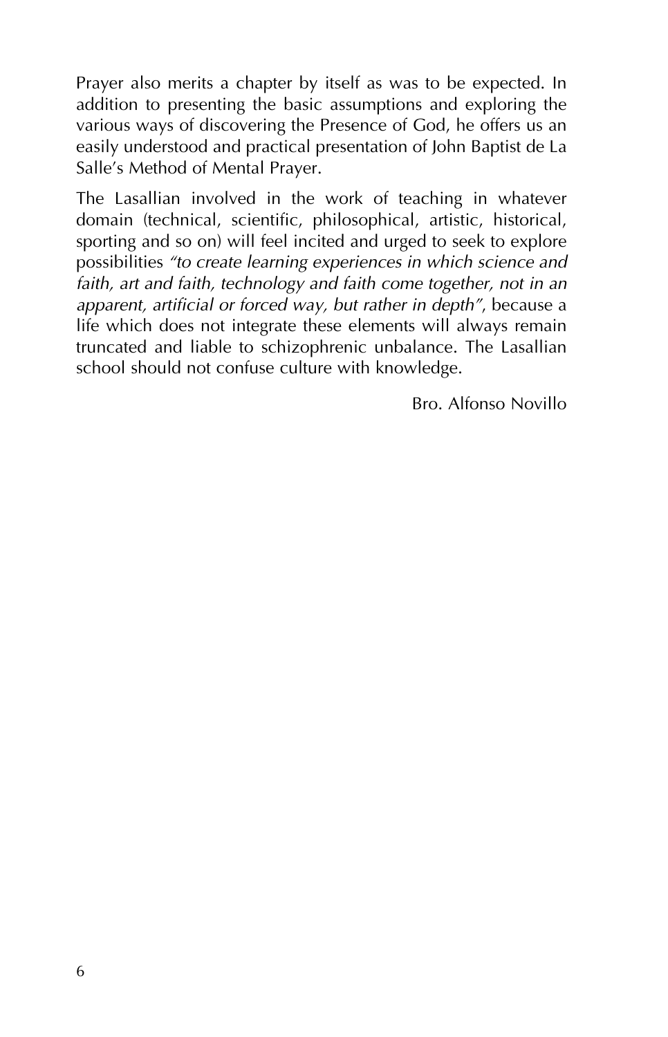Prayer also merits a chapter by itself as was to be expected. In addition to presenting the basic assumptions and exploring the various ways of discovering the Presence of God, he offers us an easily understood and practical presentation of John Baptist de La Salle's Method of Mental Prayer.

The Lasallian involved in the work of teaching in whatever domain (technical, scientific, philosophical, artistic, historical, sporting and so on) will feel incited and urged to seek to explore possibilities *"to create learning experiences in which science and faith, art and faith, technology and faith come together, not in an apparent, artificial or forced way, but rather in depth"*, because a life which does not integrate these elements will always remain truncated and liable to schizophrenic unbalance. The Lasallian school should not confuse culture with knowledge.

Bro. Alfonso Novillo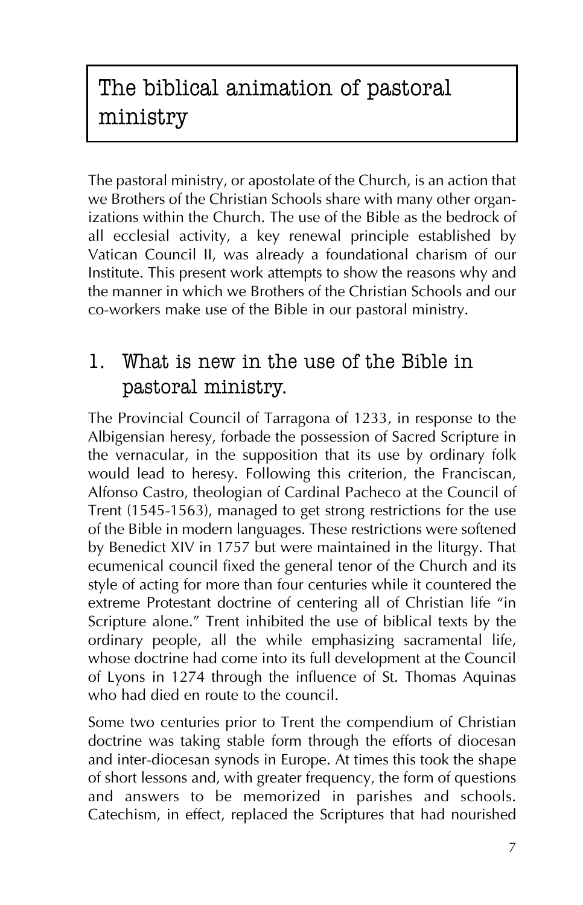# The biblical animation of pastoral ministry

The pastoral ministry, or apostolate of the Church, is an action that we Brothers of the Christian Schools share with many other organizations within the Church. The use of the Bible as the bedrock of all ecclesial activity, a key renewal principle established by Vatican Council II, was already a foundational charism of our Institute. This present work attempts to show the reasons why and the manner in which we Brothers of the Christian Schools and our co-workers make use of the Bible in our pastoral ministry.

## 1. What is new in the use of the Bible in pastoral ministry.

The Provincial Council of Tarragona of 1233, in response to the Albigensian heresy, forbade the possession of Sacred Scripture in the vernacular, in the supposition that its use by ordinary folk would lead to heresy. Following this criterion, the Franciscan, Alfonso Castro, theologian of Cardinal Pacheco at the Council of Trent (1545-1563), managed to get strong restrictions for the use of the Bible in modern languages. These restrictions were softened by Benedict XIV in 1757 but were maintained in the liturgy. That ecumenical council fixed the general tenor of the Church and its style of acting for more than four centuries while it countered the extreme Protestant doctrine of centering all of Christian life "in Scripture alone." Trent inhibited the use of biblical texts by the ordinary people, all the while emphasizing sacramental life, whose doctrine had come into its full development at the Council of Lyons in 1274 through the influence of St. Thomas Aquinas who had died en route to the council.

Some two centuries prior to Trent the compendium of Christian doctrine was taking stable form through the efforts of diocesan and inter-diocesan synods in Europe. At times this took the shape of short lessons and, with greater frequency, the form of questions and answers to be memorized in parishes and schools. Catechism, in effect, replaced the Scriptures that had nourished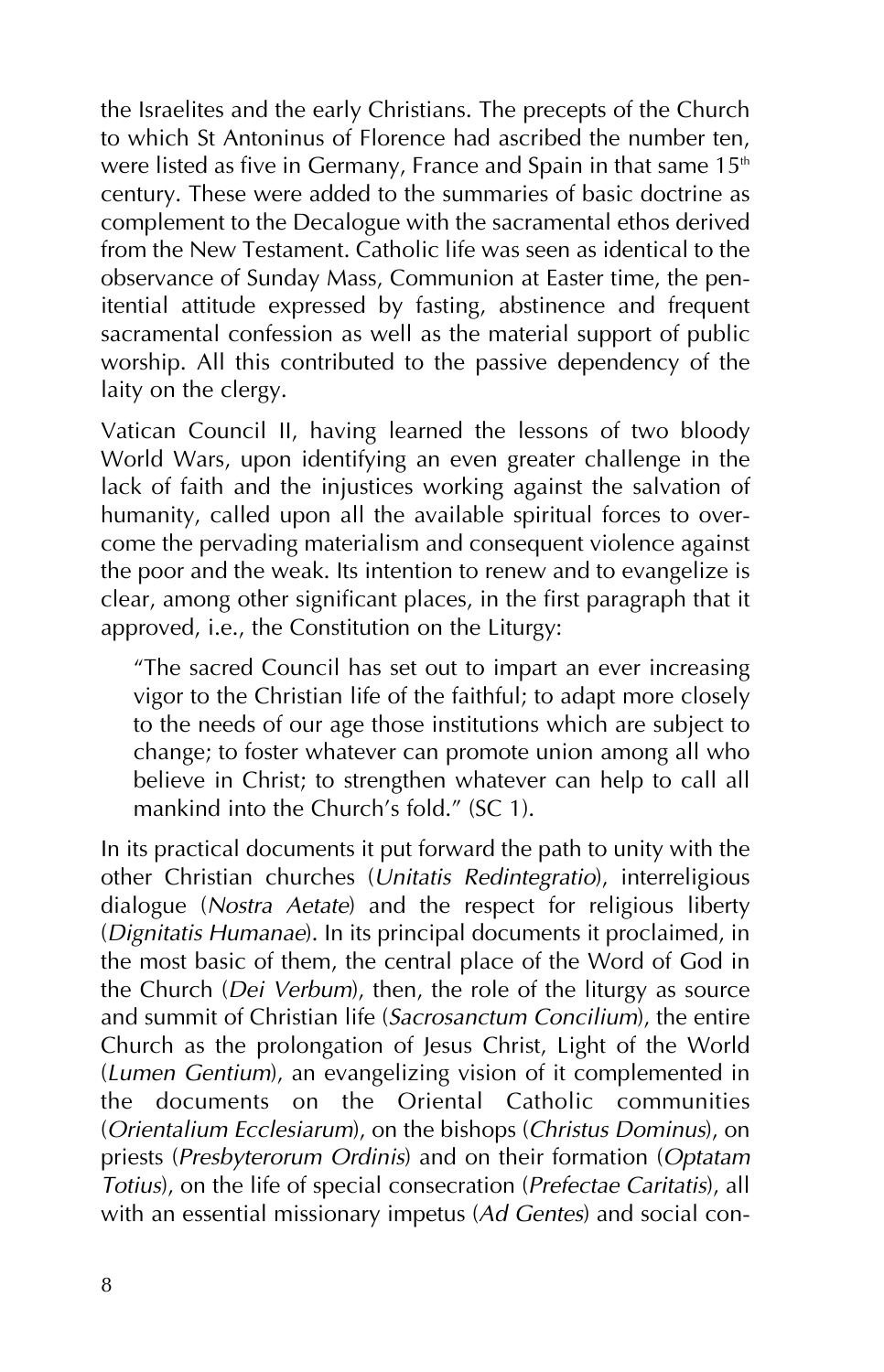the Israelites and the early Christians. The precepts of the Church to which St Antoninus of Florence had ascribed the number ten, were listed as five in Germany, France and Spain in that same 15th century. These were added to the summaries of basic doctrine as complement to the Decalogue with the sacramental ethos derived from the New Testament. Catholic life was seen as identical to the observance of Sunday Mass, Communion at Easter time, the penitential attitude expressed by fasting, abstinence and frequent sacramental confession as well as the material support of public worship. All this contributed to the passive dependency of the laity on the clergy.

Vatican Council II, having learned the lessons of two bloody World Wars, upon identifying an even greater challenge in the lack of faith and the injustices working against the salvation of humanity, called upon all the available spiritual forces to overcome the pervading materialism and consequent violence against the poor and the weak. Its intention to renew and to evangelize is clear, among other significant places, in the first paragraph that it approved, i.e., the Constitution on the Liturgy:

> "The sacred Council has set out to impart an ever increasing vigor to the Christian life of the faithful; to adapt more closely to the needs of our age those institutions which are subject to change; to foster whatever can promote union among all who believe in Christ; to strengthen whatever can help to call all mankind into the Church's fold." (SC 1).

In its practical documents it put forward the path to unity with the other Christian churches (*Unitatis Redintegratio*), interreligious dialogue (*Nostra Aetate*) and the respect for religious liberty (*Dignitatis Humanae*). In its principal documents it proclaimed, in the most basic of them, the central place of the Word of God in the Church (*Dei Verbum*), then, the role of the liturgy as source and summit of Christian life (*Sacrosanctum Concilium*), the entire Church as the prolongation of Jesus Christ, Light of the World (*Lumen Gentium*), an evangelizing vision of it complemented in the documents on the Oriental Catholic communities (*Orientalium Ecclesiarum*), on the bishops (*Christus Dominus*), on priests (*Presbyterorum Ordinis*) and on their formation (*Optatam Totius*), on the life of special consecration (*Prefectae Caritatis*), all with an essential missionary impetus (*Ad Gentes*) and social con-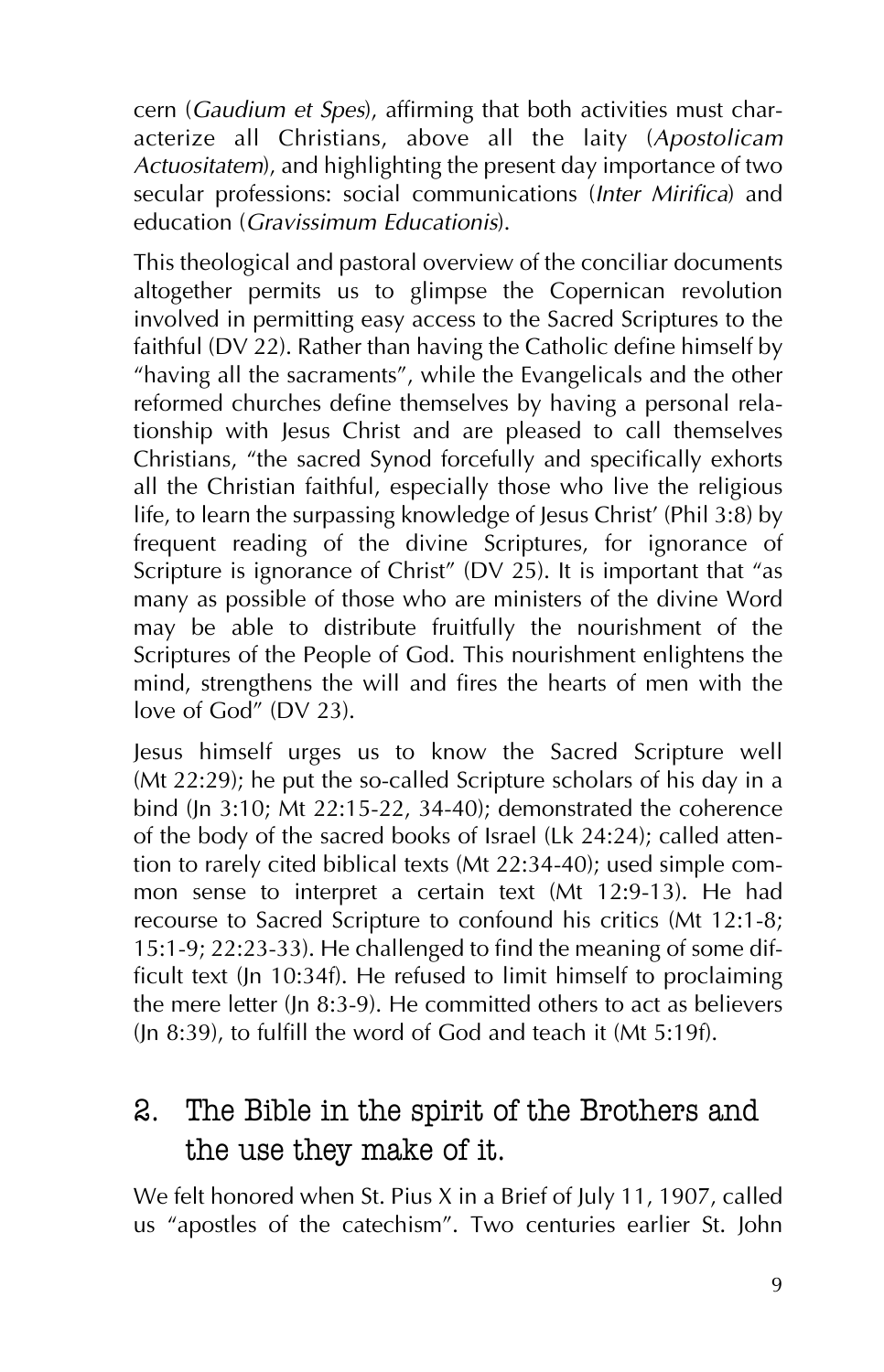cern (*Gaudium et Spes*), affirming that both activities must characterize all Christians, above all the laity (*Apostolicam Actuositatem*), and highlighting the present day importance of two secular professions: social communications (*Inter Mirifica*) and education (*Gravissimum Educationis*).

This theological and pastoral overview of the conciliar documents altogether permits us to glimpse the Copernican revolution involved in permitting easy access to the Sacred Scriptures to the faithful (DV 22). Rather than having the Catholic define himself by "having all the sacraments", while the Evangelicals and the other reformed churches define themselves by having a personal relationship with Jesus Christ and are pleased to call themselves Christians, "the sacred Synod forcefully and specifically exhorts all the Christian faithful, especially those who live the religious life, to learn the surpassing knowledge of Jesus Christ' (Phil 3:8) by frequent reading of the divine Scriptures, for ignorance of Scripture is ignorance of Christ" (DV 25). It is important that "as many as possible of those who are ministers of the divine Word may be able to distribute fruitfully the nourishment of the Scriptures of the People of God. This nourishment enlightens the mind, strengthens the will and fires the hearts of men with the love of God" (DV 23).

Jesus himself urges us to know the Sacred Scripture well (Mt 22:29); he put the so-called Scripture scholars of his day in a bind (Jn 3:10; Mt 22:15-22, 34-40); demonstrated the coherence of the body of the sacred books of Israel (Lk 24:24); called attention to rarely cited biblical texts (Mt 22:34-40); used simple common sense to interpret a certain text (Mt 12:9-13). He had recourse to Sacred Scripture to confound his critics (Mt 12:1-8; 15:1-9; 22:23-33). He challenged to find the meaning of some difficult text (Jn 10:34f). He refused to limit himself to proclaiming the mere letter (Jn 8:3-9). He committed others to act as believers (Jn 8:39), to fulfill the word of God and teach it (Mt 5:19f).

## 2. The Bible in the spirit of the Brothers and the use they make of it.

We felt honored when St. Pius X in a Brief of July 11, 1907, called us "apostles of the catechism". Two centuries earlier St. John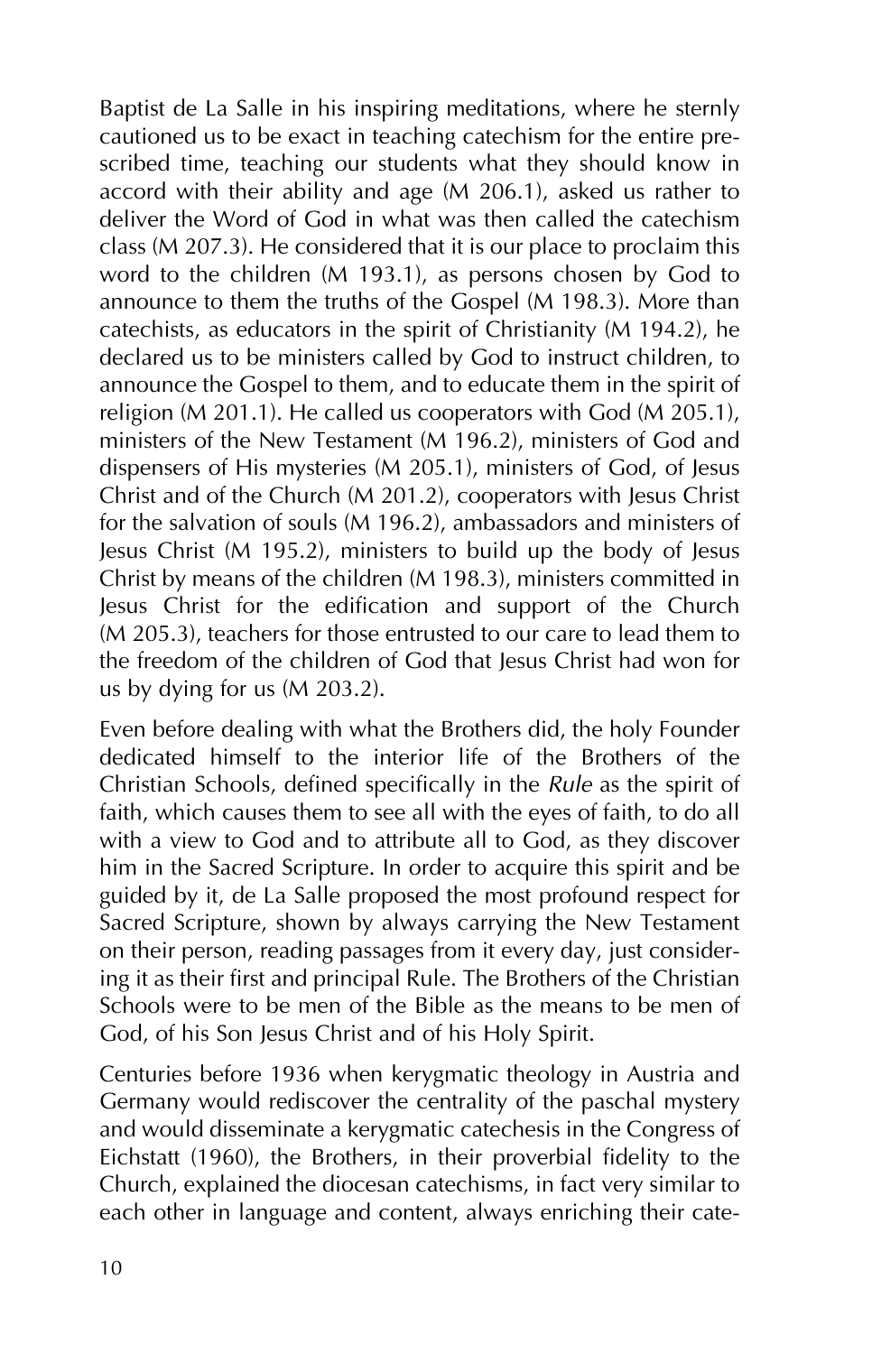Baptist de La Salle in his inspiring meditations, where he sternly cautioned us to be exact in teaching catechism for the entire prescribed time, teaching our students what they should know in accord with their ability and age (M 206.1), asked us rather to deliver the Word of God in what was then called the catechism class (M 207.3). He considered that it is our place to proclaim this word to the children (M 193.1), as persons chosen by God to announce to them the truths of the Gospel (M 198.3). More than catechists, as educators in the spirit of Christianity (M 194.2), he declared us to be ministers called by God to instruct children, to announce the Gospel to them, and to educate them in the spirit of religion (M 201.1). He called us cooperators with God (M 205.1), ministers of the New Testament (M 196.2), ministers of God and dispensers of His mysteries (M 205.1), ministers of God, of Jesus Christ and of the Church (M 201.2), cooperators with Jesus Christ for the salvation of souls (M 196.2), ambassadors and ministers of Jesus Christ (M 195.2), ministers to build up the body of Jesus Christ by means of the children (M 198.3), ministers committed in Jesus Christ for the edification and support of the Church (M 205.3), teachers for those entrusted to our care to lead them to the freedom of the children of God that Jesus Christ had won for us by dying for us (M 203.2).

Even before dealing with what the Brothers did, the holy Founder dedicated himself to the interior life of the Brothers of the Christian Schools, defined specifically in the *Rule* as the spirit of faith, which causes them to see all with the eyes of faith, to do all with a view to God and to attribute all to God, as they discover him in the Sacred Scripture. In order to acquire this spirit and be guided by it, de La Salle proposed the most profound respect for Sacred Scripture, shown by always carrying the New Testament on their person, reading passages from it every day, just considering it as their first and principal Rule. The Brothers of the Christian Schools were to be men of the Bible as the means to be men of God, of his Son Jesus Christ and of his Holy Spirit.

Centuries before 1936 when kerygmatic theology in Austria and Germany would rediscover the centrality of the paschal mystery and would disseminate a kerygmatic catechesis in the Congress of Eichstatt (1960), the Brothers, in their proverbial fidelity to the Church, explained the diocesan catechisms, in fact very similar to each other in language and content, always enriching their cate-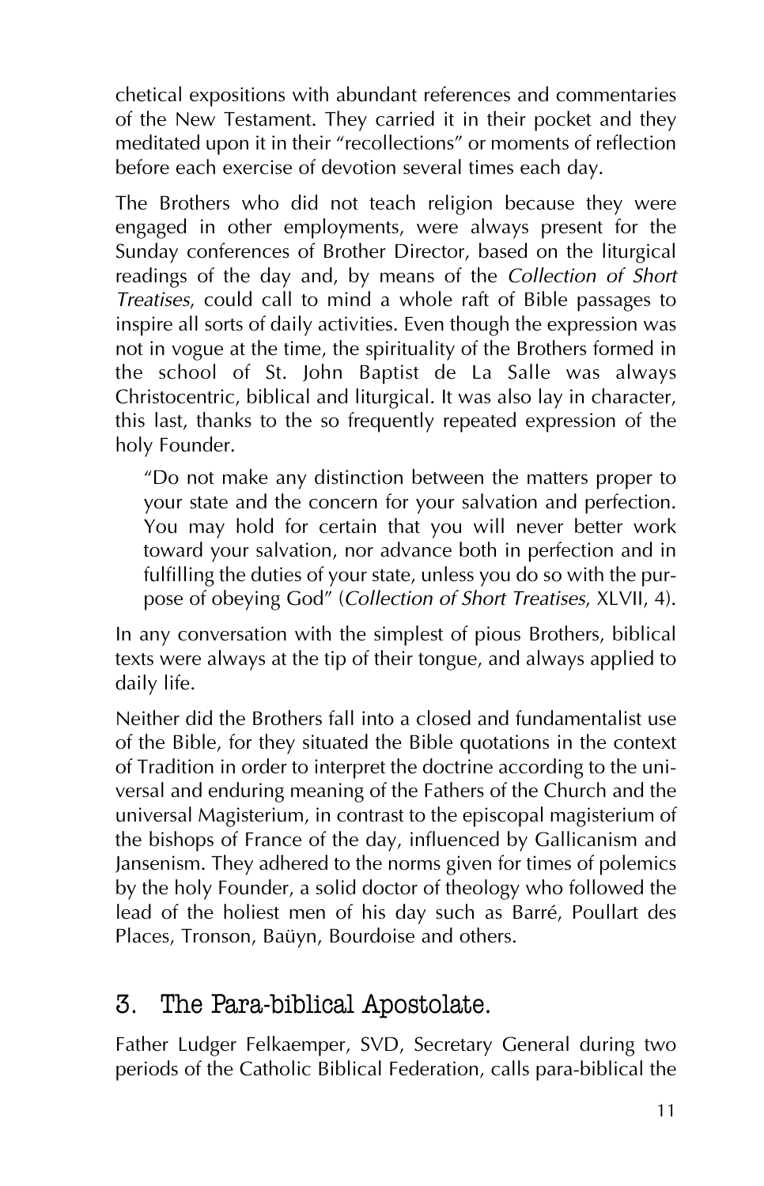chetical expositions with abundant references and commentaries of the New Testament. They carried it in their pocket and they meditated upon it in their "recollections" or moments of reflection before each exercise of devotion several times each day.

The Brothers who did not teach religion because they were engaged in other employments, were always present for the Sunday conferences of Brother Director, based on the liturgical readings of the day and, by means of the *Collection of Short Treatises*, could call to mind a whole raft of Bible passages to inspire all sorts of daily activities. Even though the expression was not in vogue at the time, the spirituality of the Brothers formed in the school of St. John Baptist de La Salle was always Christocentric, biblical and liturgical. It was also lay in character, this last, thanks to the so frequently repeated expression of the holy Founder.

> "Do not make any distinction between the matters proper to your state and the concern for your salvation and perfection. You may hold for certain that you will never better work toward your salvation, nor advance both in perfection and in fulfilling the duties of your state, unless you do so with the purpose of obeying God" (*Collection of Short Treatises*, XLVII, 4).

In any conversation with the simplest of pious Brothers, biblical texts were always at the tip of their tongue, and always applied to daily life.

Neither did the Brothers fall into a closed and fundamentalist use of the Bible, for they situated the Bible quotations in the context of Tradition in order to interpret the doctrine according to the universal and enduring meaning of the Fathers of the Church and the universal Magisterium, in contrast to the episcopal magisterium of the bishops of France of the day, influenced by Gallicanism and Jansenism. They adhered to the norms given for times of polemics by the holy Founder, a solid doctor of theology who followed the lead of the holiest men of his day such as Barré, Poullart des Places, Tronson, Baüyn, Bourdoise and others.

## 3. The Para-biblical Apostolate.

Father Ludger Felkaemper, SVD, Secretary General during two periods of the Catholic Biblical Federation, calls para-biblical the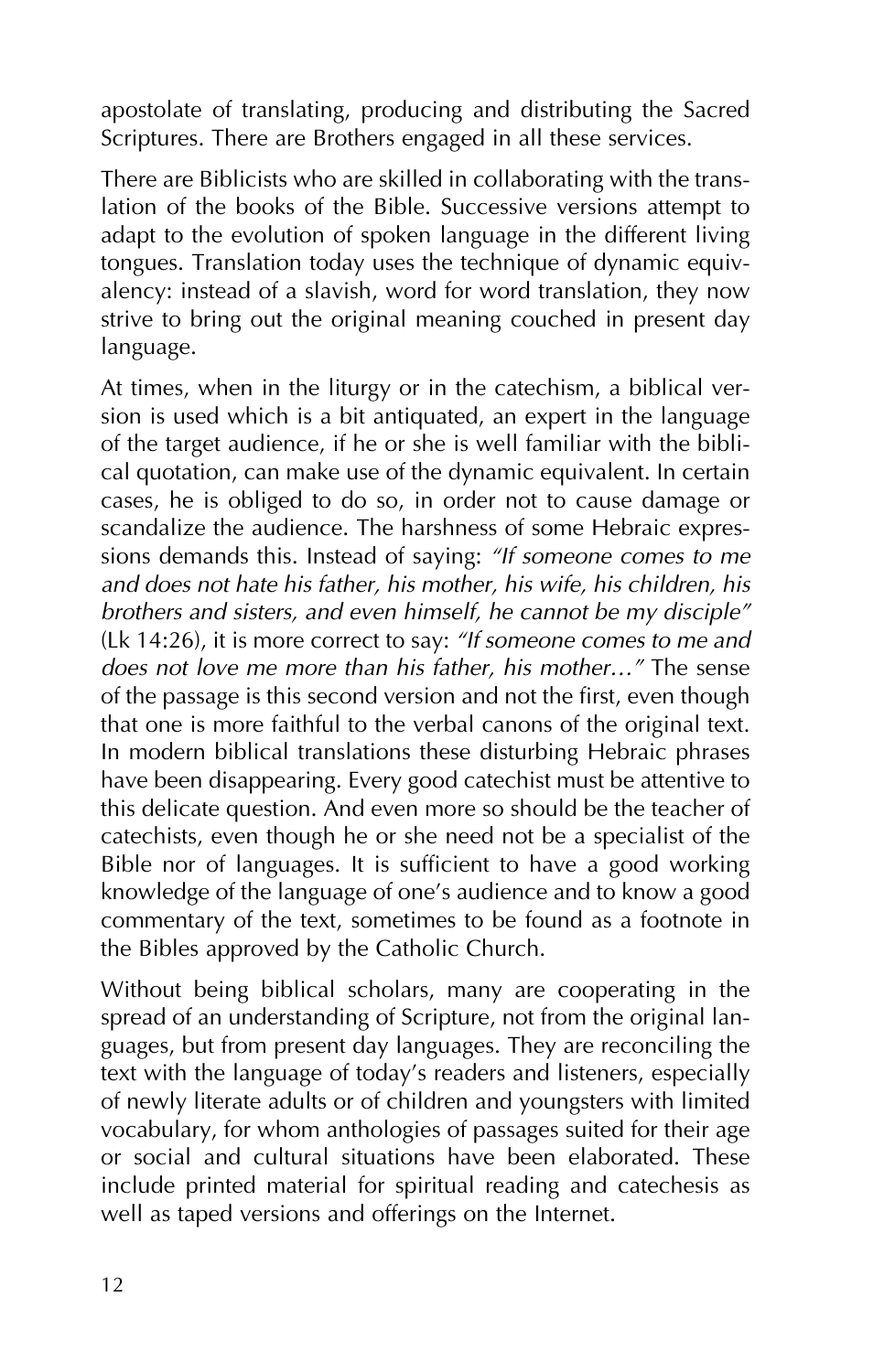apostolate of translating, producing and distributing the Sacred Scriptures. There are Brothers engaged in all these services.

There are Biblicists who are skilled in collaborating with the translation of the books of the Bible. Successive versions attempt to adapt to the evolution of spoken language in the different living tongues. Translation today uses the technique of dynamic equivalency: instead of a slavish, word for word translation, they now strive to bring out the original meaning couched in present day language.

At times, when in the liturgy or in the catechism, a biblical version is used which is a bit antiquated, an expert in the language of the target audience, if he or she is well familiar with the biblical quotation, can make use of the dynamic equivalent. In certain cases, he is obliged to do so, in order not to cause damage or scandalize the audience. The harshness of some Hebraic expressions demands this. Instead of saying: *"If someone comes to me and does not hate his father, his mother, his wife, his children, his brothers and sisters, and even himself, he cannot be my disciple"* (Lk 14:26), it is more correct to say: *"If someone comes to me and does not love me more than his father, his mother…"* The sense of the passage is this second version and not the first, even though that one is more faithful to the verbal canons of the original text. In modern biblical translations these disturbing Hebraic phrases have been disappearing. Every good catechist must be attentive to this delicate question. And even more so should be the teacher of catechists, even though he or she need not be a specialist of the Bible nor of languages. It is sufficient to have a good working knowledge of the language of one's audience and to know a good commentary of the text, sometimes to be found as a footnote in the Bibles approved by the Catholic Church.

Without being biblical scholars, many are cooperating in the spread of an understanding of Scripture, not from the original languages, but from present day languages. They are reconciling the text with the language of today's readers and listeners, especially of newly literate adults or of children and youngsters with limited vocabulary, for whom anthologies of passages suited for their age or social and cultural situations have been elaborated. These include printed material for spiritual reading and catechesis as well as taped versions and offerings on the Internet.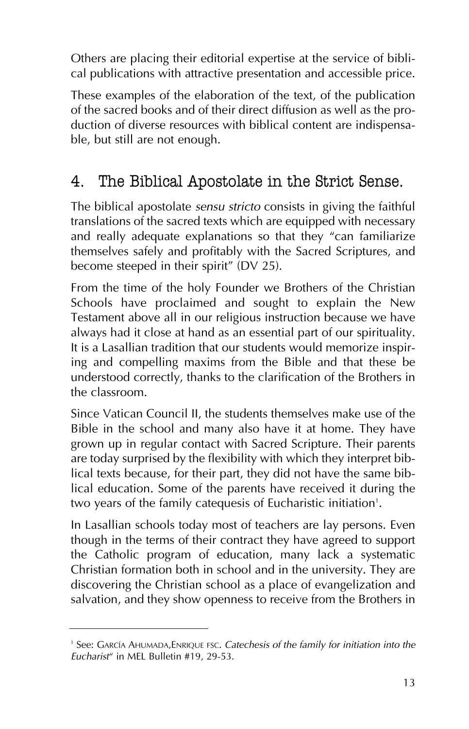Others are placing their editorial expertise at the service of biblical publications with attractive presentation and accessible price.

These examples of the elaboration of the text, of the publication of the sacred books and of their direct diffusion as well as the production of diverse resources with biblical content are indispensable, but still are not enough.

## 4. The Biblical Apostolate in the Strict Sense.

The biblical apostolate *sensu stricto* consists in giving the faithful translations of the sacred texts which are equipped with necessary and really adequate explanations so that they "can familiarize themselves safely and profitably with the Sacred Scriptures, and become steeped in their spirit" (DV 25).

From the time of the holy Founder we Brothers of the Christian Schools have proclaimed and sought to explain the New Testament above all in our religious instruction because we have always had it close at hand as an essential part of our spirituality. It is a Lasallian tradition that our students would memorize inspiring and compelling maxims from the Bible and that these be understood correctly, thanks to the clarification of the Brothers in the classroom.

Since Vatican Council II, the students themselves make use of the Bible in the school and many also have it at home. They have grown up in regular contact with Sacred Scripture. Their parents are today surprised by the flexibility with which they interpret biblical texts because, for their part, they did not have the same biblical education. Some of the parents have received it during the two years of the family catequesis of Eucharistic initiation[1].

In Lasallian schools today most of teachers are lay persons. Even though in the terms of their contract they have agreed to support the Catholic program of education, many lack a systematic Christian formation both in school and in the university. They are discovering the Christian school as a place of evangelization and salvation, and they show openness to receive from the Brothers in

---

[1] See: GARCÍA AHUMADA,ENRIQUE FSC. *Catechesis of the family for initiation into the Eucharist*" in MEL Bulletin #19, 29-53.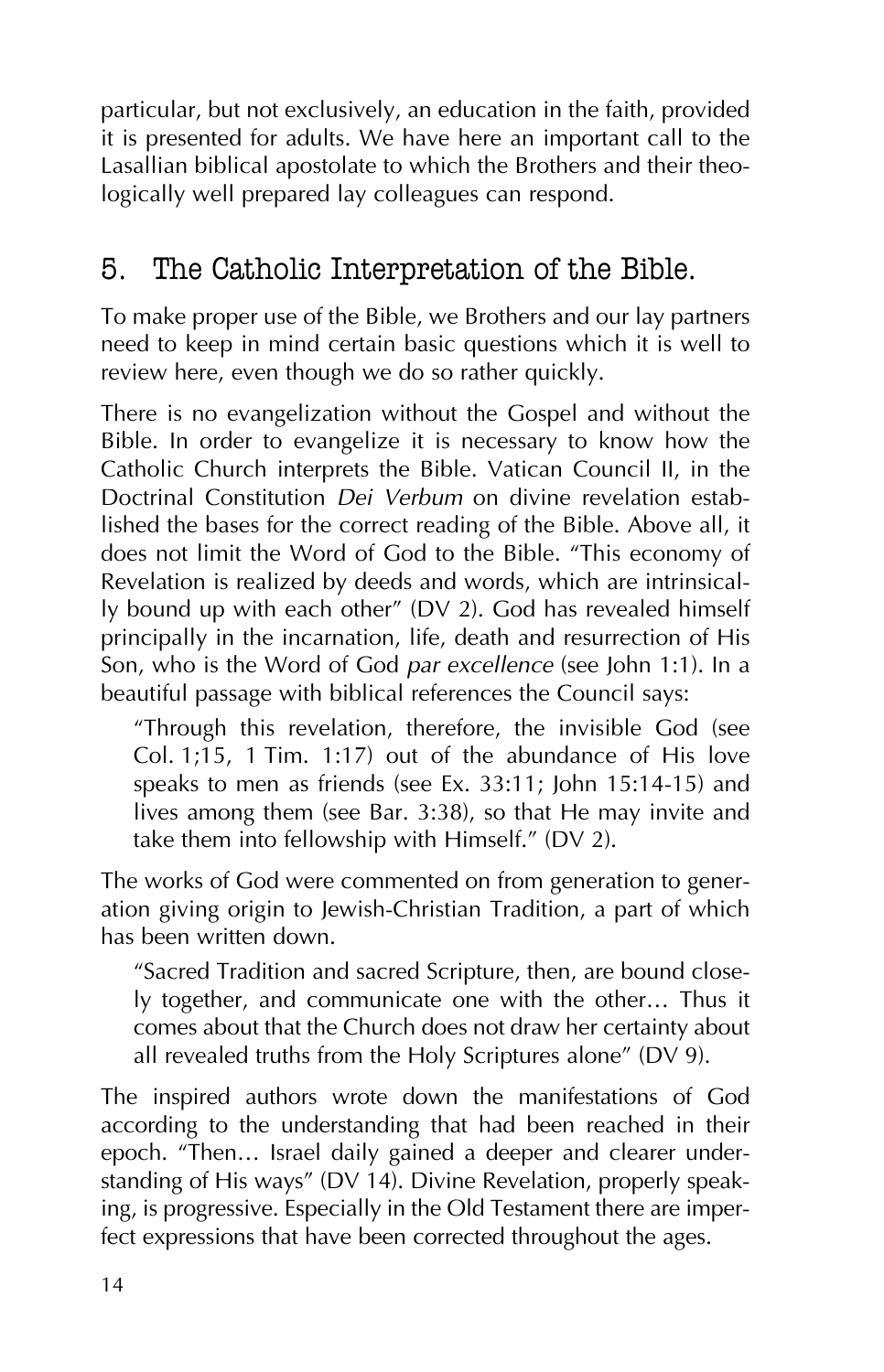particular, but not exclusively, an education in the faith, provided it is presented for adults. We have here an important call to the Lasallian biblical apostolate to which the Brothers and their theologically well prepared lay colleagues can respond.

## 5. The Catholic Interpretation of the Bible.

To make proper use of the Bible, we Brothers and our lay partners need to keep in mind certain basic questions which it is well to review here, even though we do so rather quickly.

There is no evangelization without the Gospel and without the Bible. In order to evangelize it is necessary to know how the Catholic Church interprets the Bible. Vatican Council II, in the Doctrinal Constitution *Dei Verbum* on divine revelation established the bases for the correct reading of the Bible. Above all, it does not limit the Word of God to the Bible. "This economy of Revelation is realized by deeds and words, which are intrinsically bound up with each other" (DV 2). God has revealed himself principally in the incarnation, life, death and resurrection of His Son, who is the Word of God *par excellence* (see John 1:1). In a beautiful passage with biblical references the Council says:

> "Through this revelation, therefore, the invisible God (see Col. 1;15, 1 Tim. 1:17) out of the abundance of His love speaks to men as friends (see Ex. 33:11; John 15:14-15) and lives among them (see Bar. 3:38), so that He may invite and take them into fellowship with Himself." (DV 2).

The works of God were commented on from generation to generation giving origin to Jewish-Christian Tradition, a part of which has been written down.

> "Sacred Tradition and sacred Scripture, then, are bound closely together, and communicate one with the other… Thus it comes about that the Church does not draw her certainty about all revealed truths from the Holy Scriptures alone" (DV 9).

The inspired authors wrote down the manifestations of God according to the understanding that had been reached in their epoch. "Then… Israel daily gained a deeper and clearer understanding of His ways" (DV 14). Divine Revelation, properly speaking, is progressive. Especially in the Old Testament there are imperfect expressions that have been corrected throughout the ages.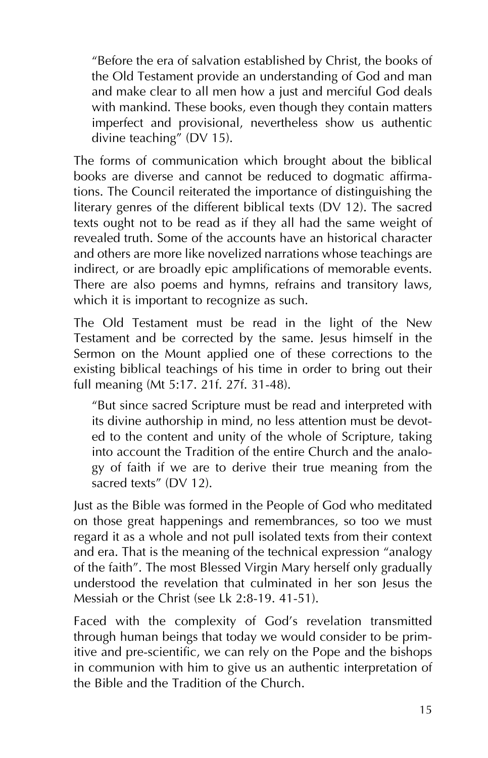> "Before the era of salvation established by Christ, the books of the Old Testament provide an understanding of God and man and make clear to all men how a just and merciful God deals with mankind. These books, even though they contain matters imperfect and provisional, nevertheless show us authentic divine teaching" (DV 15).

The forms of communication which brought about the biblical books are diverse and cannot be reduced to dogmatic affirmations. The Council reiterated the importance of distinguishing the literary genres of the different biblical texts (DV 12). The sacred texts ought not to be read as if they all had the same weight of revealed truth. Some of the accounts have an historical character and others are more like novelized narrations whose teachings are indirect, or are broadly epic amplifications of memorable events. There are also poems and hymns, refrains and transitory laws, which it is important to recognize as such.

The Old Testament must be read in the light of the New Testament and be corrected by the same. Jesus himself in the Sermon on the Mount applied one of these corrections to the existing biblical teachings of his time in order to bring out their full meaning (Mt 5:17. 21f. 27f. 31-48).

> "But since sacred Scripture must be read and interpreted with its divine authorship in mind, no less attention must be devoted to the content and unity of the whole of Scripture, taking into account the Tradition of the entire Church and the analogy of faith if we are to derive their true meaning from the sacred texts" (DV 12).

Just as the Bible was formed in the People of God who meditated on those great happenings and remembrances, so too we must regard it as a whole and not pull isolated texts from their context and era. That is the meaning of the technical expression "analogy of the faith". The most Blessed Virgin Mary herself only gradually understood the revelation that culminated in her son Jesus the Messiah or the Christ (see Lk 2:8-19. 41-51).

Faced with the complexity of God's revelation transmitted through human beings that today we would consider to be primitive and pre-scientific, we can rely on the Pope and the bishops in communion with him to give us an authentic interpretation of the Bible and the Tradition of the Church.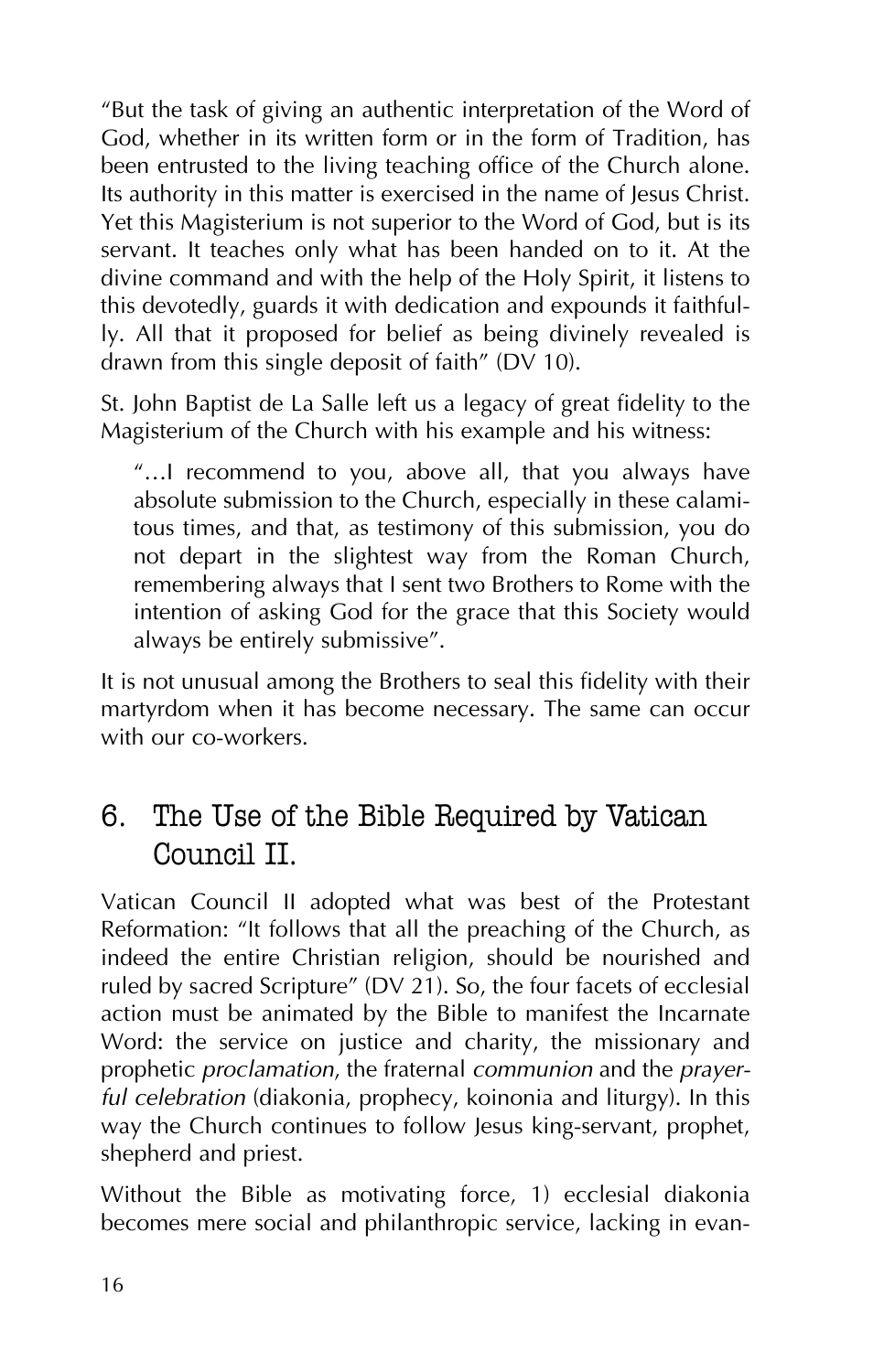"But the task of giving an authentic interpretation of the Word of God, whether in its written form or in the form of Tradition, has been entrusted to the living teaching office of the Church alone. Its authority in this matter is exercised in the name of Jesus Christ. Yet this Magisterium is not superior to the Word of God, but is its servant. It teaches only what has been handed on to it. At the divine command and with the help of the Holy Spirit, it listens to this devotedly, guards it with dedication and expounds it faithfully. All that it proposed for belief as being divinely revealed is drawn from this single deposit of faith" (DV 10).

St. John Baptist de La Salle left us a legacy of great fidelity to the Magisterium of the Church with his example and his witness:

> "…I recommend to you, above all, that you always have absolute submission to the Church, especially in these calamitous times, and that, as testimony of this submission, you do not depart in the slightest way from the Roman Church, remembering always that I sent two Brothers to Rome with the intention of asking God for the grace that this Society would always be entirely submissive".

It is not unusual among the Brothers to seal this fidelity with their martyrdom when it has become necessary. The same can occur with our co-workers.

## 6. The Use of the Bible Required by Vatican Council II.

Vatican Council II adopted what was best of the Protestant Reformation: "It follows that all the preaching of the Church, as indeed the entire Christian religion, should be nourished and ruled by sacred Scripture" (DV 21). So, the four facets of ecclesial action must be animated by the Bible to manifest the Incarnate Word: the service on justice and charity, the missionary and prophetic *proclamation*, the fraternal *communion* and the *prayerful celebration* (diakonia, prophecy, koinonia and liturgy). In this way the Church continues to follow Jesus king-servant, prophet, shepherd and priest.

Without the Bible as motivating force, 1) ecclesial diakonia becomes mere social and philanthropic service, lacking in evan-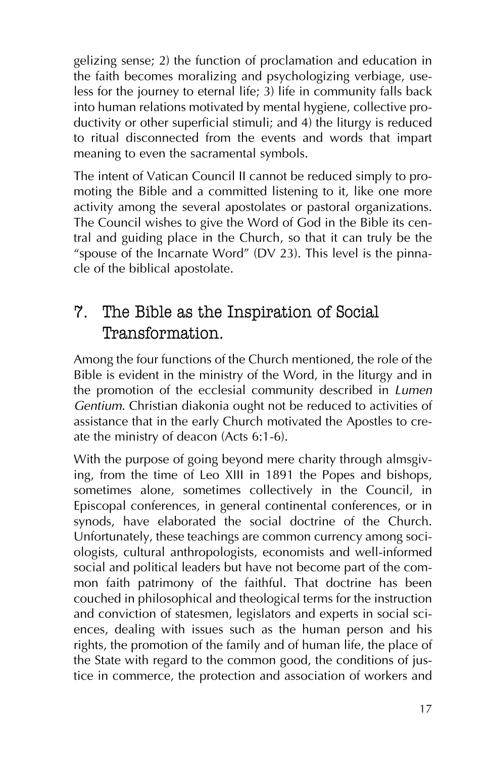gelizing sense; 2) the function of proclamation and education in the faith becomes moralizing and psychologizing verbiage, useless for the journey to eternal life; 3) life in community falls back into human relations motivated by mental hygiene, collective productivity or other superficial stimuli; and 4) the liturgy is reduced to ritual disconnected from the events and words that impart meaning to even the sacramental symbols.

The intent of Vatican Council II cannot be reduced simply to promoting the Bible and a committed listening to it, like one more activity among the several apostolates or pastoral organizations. The Council wishes to give the Word of God in the Bible its central and guiding place in the Church, so that it can truly be the "spouse of the Incarnate Word" (DV 23). This level is the pinnacle of the biblical apostolate.

## 7. The Bible as the Inspiration of Social Transformation.

Among the four functions of the Church mentioned, the role of the Bible is evident in the ministry of the Word, in the liturgy and in the promotion of the ecclesial community described in *Lumen Gentium*. Christian diakonia ought not be reduced to activities of assistance that in the early Church motivated the Apostles to create the ministry of deacon (Acts 6:1-6).

With the purpose of going beyond mere charity through almsgiving, from the time of Leo XIII in 1891 the Popes and bishops, sometimes alone, sometimes collectively in the Council, in Episcopal conferences, in general continental conferences, or in synods, have elaborated the social doctrine of the Church. Unfortunately, these teachings are common currency among sociologists, cultural anthropologists, economists and well-informed social and political leaders but have not become part of the common faith patrimony of the faithful. That doctrine has been couched in philosophical and theological terms for the instruction and conviction of statesmen, legislators and experts in social sciences, dealing with issues such as the human person and his rights, the promotion of the family and of human life, the place of the State with regard to the common good, the conditions of justice in commerce, the protection and association of workers and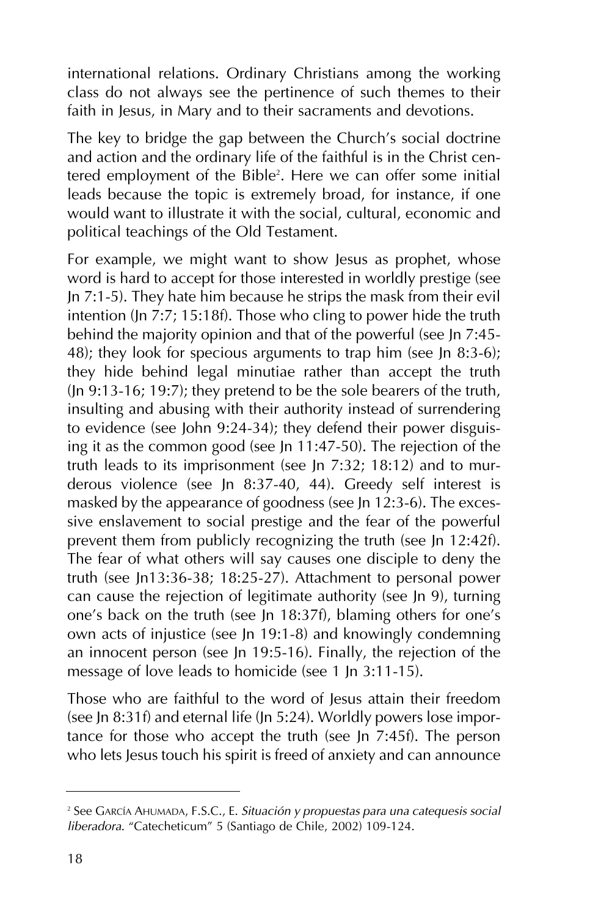international relations. Ordinary Christians among the working class do not always see the pertinence of such themes to their faith in Jesus, in Mary and to their sacraments and devotions.

The key to bridge the gap between the Church's social doctrine and action and the ordinary life of the faithful is in the Christ centered employment of the Bible[2]. Here we can offer some initial leads because the topic is extremely broad, for instance, if one would want to illustrate it with the social, cultural, economic and political teachings of the Old Testament.

For example, we might want to show Jesus as prophet, whose word is hard to accept for those interested in worldly prestige (see Jn 7:1-5). They hate him because he strips the mask from their evil intention (Jn 7:7; 15:18f). Those who cling to power hide the truth behind the majority opinion and that of the powerful (see Jn 7:45-48); they look for specious arguments to trap him (see Jn 8:3-6); they hide behind legal minutiae rather than accept the truth (Jn 9:13-16; 19:7); they pretend to be the sole bearers of the truth, insulting and abusing with their authority instead of surrendering to evidence (see John 9:24-34); they defend their power disguising it as the common good (see Jn 11:47-50). The rejection of the truth leads to its imprisonment (see Jn 7:32; 18:12) and to murderous violence (see Jn 8:37-40, 44). Greedy self interest is masked by the appearance of goodness (see Jn 12:3-6). The excessive enslavement to social prestige and the fear of the powerful prevent them from publicly recognizing the truth (see Jn 12:42f). The fear of what others will say causes one disciple to deny the truth (see Jn13:36-38; 18:25-27). Attachment to personal power can cause the rejection of legitimate authority (see Jn 9), turning one's back on the truth (see Jn 18:37f), blaming others for one's own acts of injustice (see Jn 19:1-8) and knowingly condemning an innocent person (see Jn 19:5-16). Finally, the rejection of the message of love leads to homicide (see 1 Jn 3:11-15).

Those who are faithful to the word of Jesus attain their freedom (see Jn 8:31f) and eternal life (Jn 5:24). Worldly powers lose importance for those who accept the truth (see Jn 7:45f). The person who lets Jesus touch his spirit is freed of anxiety and can announce

---

[2] See GARCÍA AHUMADA, F.S.C., E. *Situación y propuestas para una catequesis social liberadora.* "Catecheticum" 5 (Santiago de Chile, 2002) 109-124.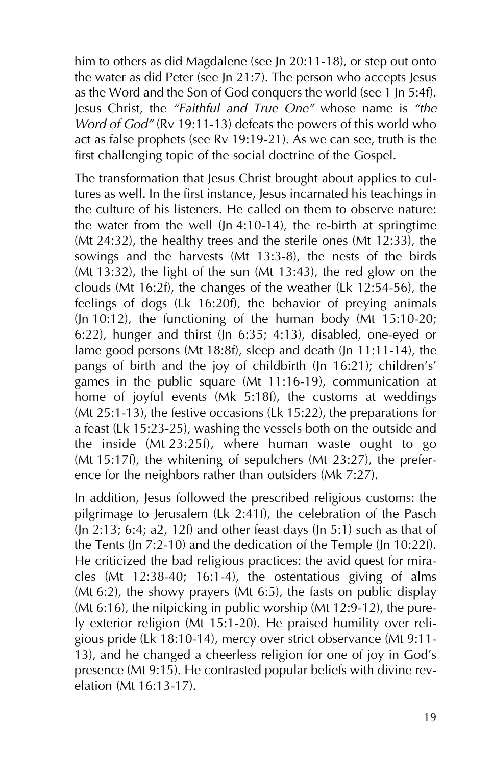him to others as did Magdalene (see Jn 20:11-18), or step out onto the water as did Peter (see Jn 21:7). The person who accepts Jesus as the Word and the Son of God conquers the world (see 1 Jn 5:4f). Jesus Christ, the *"Faithful and True One"* whose name is *"the Word of God"* (Rv 19:11-13) defeats the powers of this world who act as false prophets (see Rv 19:19-21). As we can see, truth is the first challenging topic of the social doctrine of the Gospel.

The transformation that Jesus Christ brought about applies to cultures as well. In the first instance, Jesus incarnated his teachings in the culture of his listeners. He called on them to observe nature: the water from the well (Jn 4:10-14), the re-birth at springtime (Mt 24:32), the healthy trees and the sterile ones (Mt 12:33), the sowings and the harvests (Mt 13:3-8), the nests of the birds (Mt 13:32), the light of the sun (Mt 13:43), the red glow on the clouds (Mt 16:2f), the changes of the weather (Lk 12:54-56), the feelings of dogs (Lk 16:20f), the behavior of preying animals (Jn 10:12), the functioning of the human body (Mt 15:10-20; 6:22), hunger and thirst (Jn 6:35; 4:13), disabled, one-eyed or lame good persons (Mt 18:8f), sleep and death (Jn 11:11-14), the pangs of birth and the joy of childbirth (Jn 16:21); children's' games in the public square (Mt 11:16-19), communication at home of joyful events (Mk 5:18f), the customs at weddings (Mt 25:1-13), the festive occasions (Lk 15:22), the preparations for a feast (Lk 15:23-25), washing the vessels both on the outside and the inside (Mt 23:25f), where human waste ought to go (Mt 15:17f), the whitening of sepulchers (Mt 23:27), the preference for the neighbors rather than outsiders (Mk 7:27).

In addition, Jesus followed the prescribed religious customs: the pilgrimage to Jerusalem (Lk 2:41f), the celebration of the Pasch (Jn 2:13; 6:4; a2, 12f) and other feast days (Jn 5:1) such as that of the Tents (Jn 7:2-10) and the dedication of the Temple (Jn 10:22f). He criticized the bad religious practices: the avid quest for miracles (Mt 12:38-40; 16:1-4), the ostentatious giving of alms (Mt 6:2), the showy prayers (Mt 6:5), the fasts on public display (Mt 6:16), the nitpicking in public worship (Mt 12:9-12), the purely exterior religion (Mt 15:1-20). He praised humility over religious pride (Lk 18:10-14), mercy over strict observance (Mt 9:11-13), and he changed a cheerless religion for one of joy in God's presence (Mt 9:15). He contrasted popular beliefs with divine revelation (Mt 16:13-17).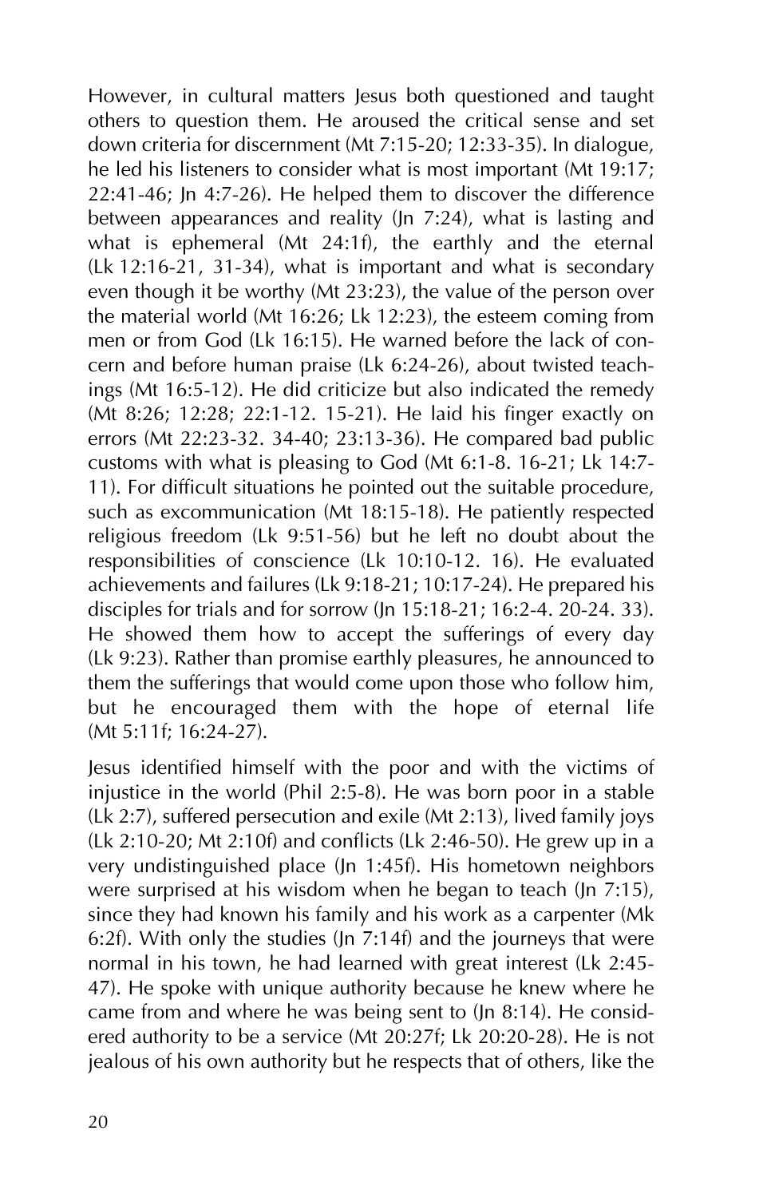However, in cultural matters Jesus both questioned and taught others to question them. He aroused the critical sense and set down criteria for discernment (Mt 7:15-20; 12:33-35). In dialogue, he led his listeners to consider what is most important (Mt 19:17; 22:41-46; Jn 4:7-26). He helped them to discover the difference between appearances and reality (Jn 7:24), what is lasting and what is ephemeral (Mt 24:1f), the earthly and the eternal (Lk 12:16-21, 31-34), what is important and what is secondary even though it be worthy (Mt 23:23), the value of the person over the material world (Mt 16:26; Lk 12:23), the esteem coming from men or from God (Lk 16:15). He warned before the lack of concern and before human praise (Lk 6:24-26), about twisted teachings (Mt 16:5-12). He did criticize but also indicated the remedy (Mt 8:26; 12:28; 22:1-12. 15-21). He laid his finger exactly on errors (Mt 22:23-32. 34-40; 23:13-36). He compared bad public customs with what is pleasing to God (Mt 6:1-8. 16-21; Lk 14:7-11). For difficult situations he pointed out the suitable procedure, such as excommunication (Mt 18:15-18). He patiently respected religious freedom (Lk 9:51-56) but he left no doubt about the responsibilities of conscience (Lk 10:10-12. 16). He evaluated achievements and failures (Lk 9:18-21; 10:17-24). He prepared his disciples for trials and for sorrow (Jn 15:18-21; 16:2-4. 20-24. 33). He showed them how to accept the sufferings of every day (Lk 9:23). Rather than promise earthly pleasures, he announced to them the sufferings that would come upon those who follow him, but he encouraged them with the hope of eternal life (Mt 5:11f; 16:24-27).

Jesus identified himself with the poor and with the victims of injustice in the world (Phil 2:5-8). He was born poor in a stable (Lk 2:7), suffered persecution and exile (Mt 2:13), lived family joys (Lk 2:10-20; Mt 2:10f) and conflicts (Lk 2:46-50). He grew up in a very undistinguished place (Jn 1:45f). His hometown neighbors were surprised at his wisdom when he began to teach (Jn 7:15), since they had known his family and his work as a carpenter (Mk 6:2f). With only the studies (Jn 7:14f) and the journeys that were normal in his town, he had learned with great interest (Lk 2:45-47). He spoke with unique authority because he knew where he came from and where he was being sent to (Jn 8:14). He considered authority to be a service (Mt 20:27f; Lk 20:20-28). He is not jealous of his own authority but he respects that of others, like the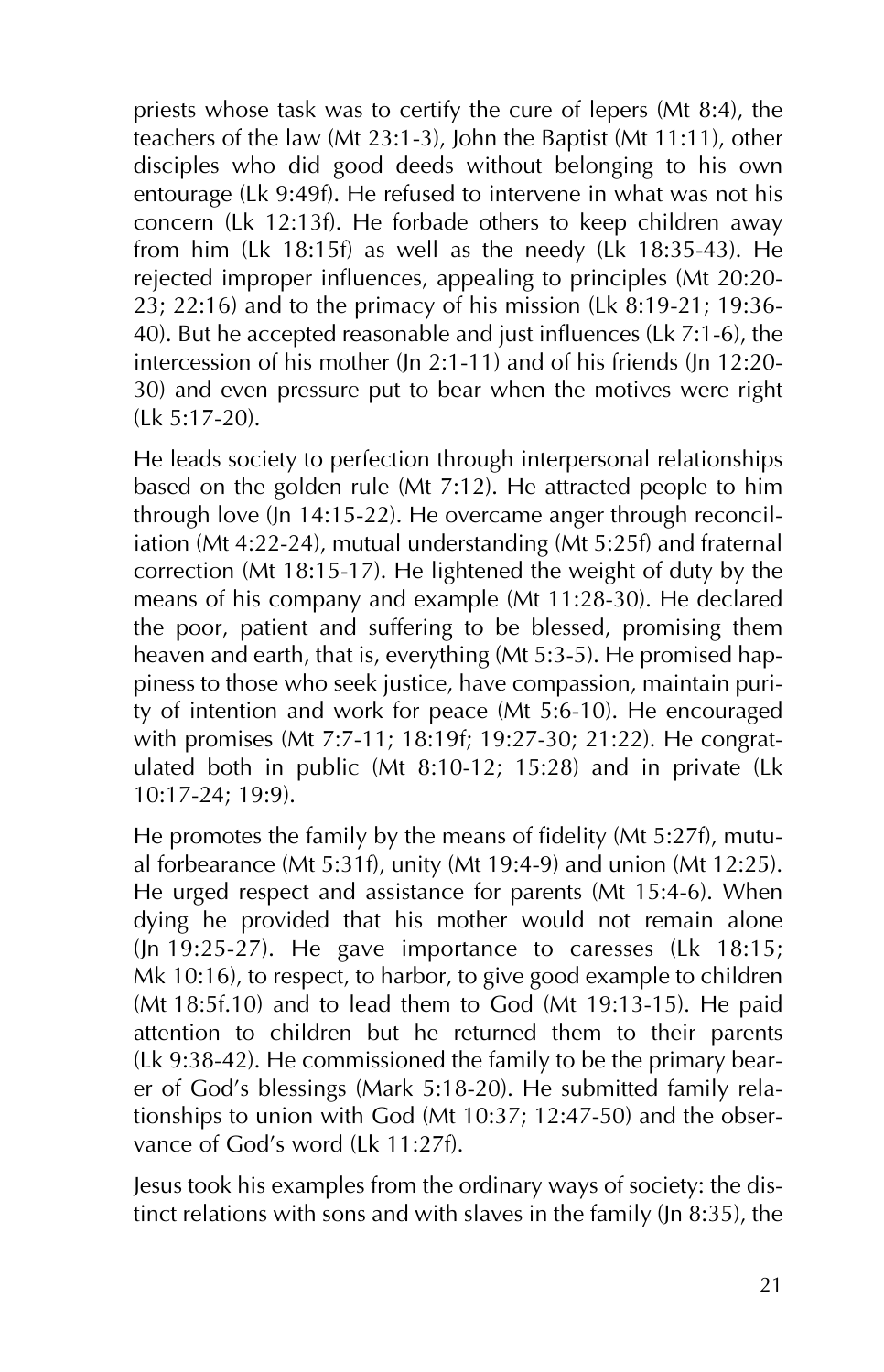priests whose task was to certify the cure of lepers (Mt 8:4), the teachers of the law (Mt 23:1-3), John the Baptist (Mt 11:11), other disciples who did good deeds without belonging to his own entourage (Lk 9:49f). He refused to intervene in what was not his concern (Lk 12:13f). He forbade others to keep children away from him (Lk 18:15f) as well as the needy (Lk 18:35-43). He rejected improper influences, appealing to principles (Mt 20:20-23; 22:16) and to the primacy of his mission (Lk 8:19-21; 19:36-40). But he accepted reasonable and just influences (Lk 7:1-6), the intercession of his mother (Jn 2:1-11) and of his friends (Jn 12:20-30) and even pressure put to bear when the motives were right (Lk 5:17-20).

He leads society to perfection through interpersonal relationships based on the golden rule (Mt 7:12). He attracted people to him through love (Jn 14:15-22). He overcame anger through reconciliation (Mt 4:22-24), mutual understanding (Mt 5:25f) and fraternal correction (Mt 18:15-17). He lightened the weight of duty by the means of his company and example (Mt 11:28-30). He declared the poor, patient and suffering to be blessed, promising them heaven and earth, that is, everything (Mt 5:3-5). He promised happiness to those who seek justice, have compassion, maintain purity of intention and work for peace (Mt 5:6-10). He encouraged with promises (Mt 7:7-11; 18:19f; 19:27-30; 21:22). He congratulated both in public (Mt 8:10-12; 15:28) and in private (Lk 10:17-24; 19:9).

He promotes the family by the means of fidelity (Mt 5:27f), mutual forbearance (Mt 5:31f), unity (Mt 19:4-9) and union (Mt 12:25). He urged respect and assistance for parents (Mt 15:4-6). When dying he provided that his mother would not remain alone (Jn 19:25-27). He gave importance to caresses (Lk 18:15; Mk 10:16), to respect, to harbor, to give good example to children (Mt 18:5f.10) and to lead them to God (Mt 19:13-15). He paid attention to children but he returned them to their parents (Lk 9:38-42). He commissioned the family to be the primary bearer of God's blessings (Mark 5:18-20). He submitted family relationships to union with God (Mt 10:37; 12:47-50) and the observance of God's word (Lk 11:27f).

Jesus took his examples from the ordinary ways of society: the distinct relations with sons and with slaves in the family (Jn 8:35), the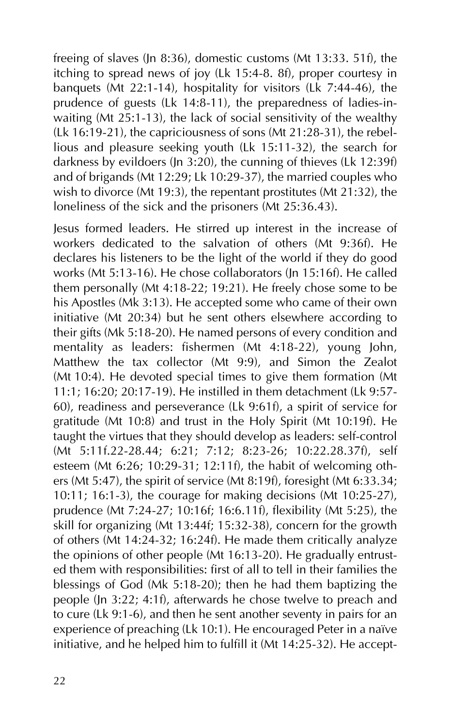freeing of slaves (Jn 8:36), domestic customs (Mt 13:33. 51f), the itching to spread news of joy (Lk 15:4-8. 8f), proper courtesy in banquets (Mt 22:1-14), hospitality for visitors (Lk 7:44-46), the prudence of guests (Lk 14:8-11), the preparedness of ladies-in-waiting (Mt 25:1-13), the lack of social sensitivity of the wealthy (Lk 16:19-21), the capriciousness of sons (Mt 21:28-31), the rebellious and pleasure seeking youth (Lk 15:11-32), the search for darkness by evildoers (Jn 3:20), the cunning of thieves (Lk 12:39f) and of brigands (Mt 12:29; Lk 10:29-37), the married couples who wish to divorce (Mt 19:3), the repentant prostitutes (Mt 21:32), the loneliness of the sick and the prisoners (Mt 25:36.43).

Jesus formed leaders. He stirred up interest in the increase of workers dedicated to the salvation of others (Mt 9:36f). He declares his listeners to be the light of the world if they do good works (Mt 5:13-16). He chose collaborators (Jn 15:16f). He called them personally (Mt 4:18-22; 19:21). He freely chose some to be his Apostles (Mk 3:13). He accepted some who came of their own initiative (Mt 20:34) but he sent others elsewhere according to their gifts (Mk 5:18-20). He named persons of every condition and mentality as leaders: fishermen (Mt 4:18-22), young John, Matthew the tax collector (Mt 9:9), and Simon the Zealot (Mt 10:4). He devoted special times to give them formation (Mt 11:1; 16:20; 20:17-19). He instilled in them detachment (Lk 9:57-60), readiness and perseverance (Lk 9:61f), a spirit of service for gratitude (Mt 10:8) and trust in the Holy Spirit (Mt 10:19f). He taught the virtues that they should develop as leaders: self-control (Mt 5:11f.22-28.44; 6:21; 7:12; 8:23-26; 10:22.28.37f), self esteem (Mt 6:26; 10:29-31; 12:11f), the habit of welcoming others (Mt 5:47), the spirit of service (Mt 8:19f), foresight (Mt 6:33.34; 10:11; 16:1-3), the courage for making decisions (Mt 10:25-27), prudence (Mt 7:24-27; 10:16f; 16:6.11f), flexibility (Mt 5:25), the skill for organizing (Mt 13:44f; 15:32-38), concern for the growth of others (Mt 14:24-32; 16:24f). He made them critically analyze the opinions of other people (Mt 16:13-20). He gradually entrusted them with responsibilities: first of all to tell in their families the blessings of God (Mk 5:18-20); then he had them baptizing the people (Jn 3:22; 4:1f), afterwards he chose twelve to preach and to cure (Lk 9:1-6), and then he sent another seventy in pairs for an experience of preaching (Lk 10:1). He encouraged Peter in a naïve initiative, and he helped him to fulfill it (Mt 14:25-32). He accept-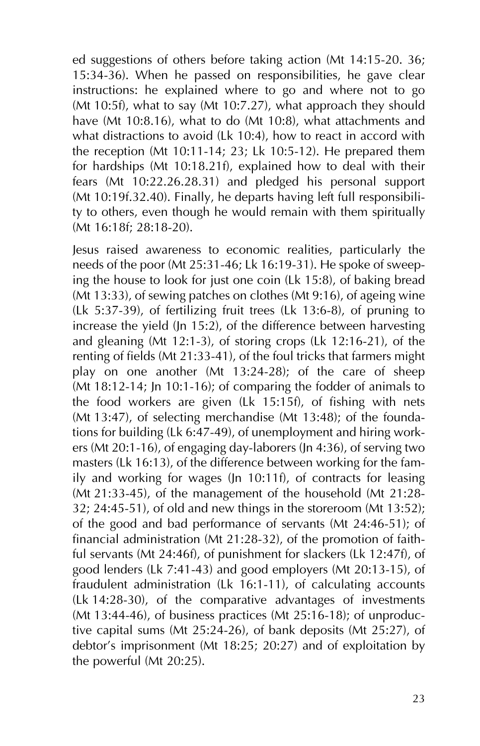ed suggestions of others before taking action (Mt 14:15-20. 36; 15:34-36). When he passed on responsibilities, he gave clear instructions: he explained where to go and where not to go (Mt 10:5f), what to say (Mt 10:7.27), what approach they should have (Mt 10:8.16), what to do (Mt 10:8), what attachments and what distractions to avoid (Lk 10:4), how to react in accord with the reception (Mt 10:11-14; 23; Lk 10:5-12). He prepared them for hardships (Mt 10:18.21f), explained how to deal with their fears (Mt 10:22.26.28.31) and pledged his personal support (Mt 10:19f.32.40). Finally, he departs having left full responsibility to others, even though he would remain with them spiritually (Mt 16:18f; 28:18-20).

Jesus raised awareness to economic realities, particularly the needs of the poor (Mt 25:31-46; Lk 16:19-31). He spoke of sweeping the house to look for just one coin (Lk 15:8), of baking bread (Mt 13:33), of sewing patches on clothes (Mt 9:16), of ageing wine (Lk 5:37-39), of fertilizing fruit trees (Lk 13:6-8), of pruning to increase the yield (Jn 15:2), of the difference between harvesting and gleaning (Mt 12:1-3), of storing crops (Lk 12:16-21), of the renting of fields (Mt 21:33-41), of the foul tricks that farmers might play on one another (Mt 13:24-28); of the care of sheep (Mt 18:12-14; Jn 10:1-16); of comparing the fodder of animals to the food workers are given (Lk 15:15f), of fishing with nets (Mt 13:47), of selecting merchandise (Mt 13:48); of the foundations for building (Lk 6:47-49), of unemployment and hiring workers (Mt 20:1-16), of engaging day-laborers (Jn 4:36), of serving two masters (Lk 16:13), of the difference between working for the family and working for wages (Jn 10:11f), of contracts for leasing (Mt 21:33-45), of the management of the household (Mt 21:28-32; 24:45-51), of old and new things in the storeroom (Mt 13:52); of the good and bad performance of servants (Mt 24:46-51); of financial administration (Mt 21:28-32), of the promotion of faithful servants (Mt 24:46f), of punishment for slackers (Lk 12:47f), of good lenders (Lk 7:41-43) and good employers (Mt 20:13-15), of fraudulent administration (Lk 16:1-11), of calculating accounts (Lk 14:28-30), of the comparative advantages of investments (Mt 13:44-46), of business practices (Mt 25:16-18); of unproductive capital sums (Mt 25:24-26), of bank deposits (Mt 25:27), of debtor's imprisonment (Mt 18:25; 20:27) and of exploitation by the powerful (Mt 20:25).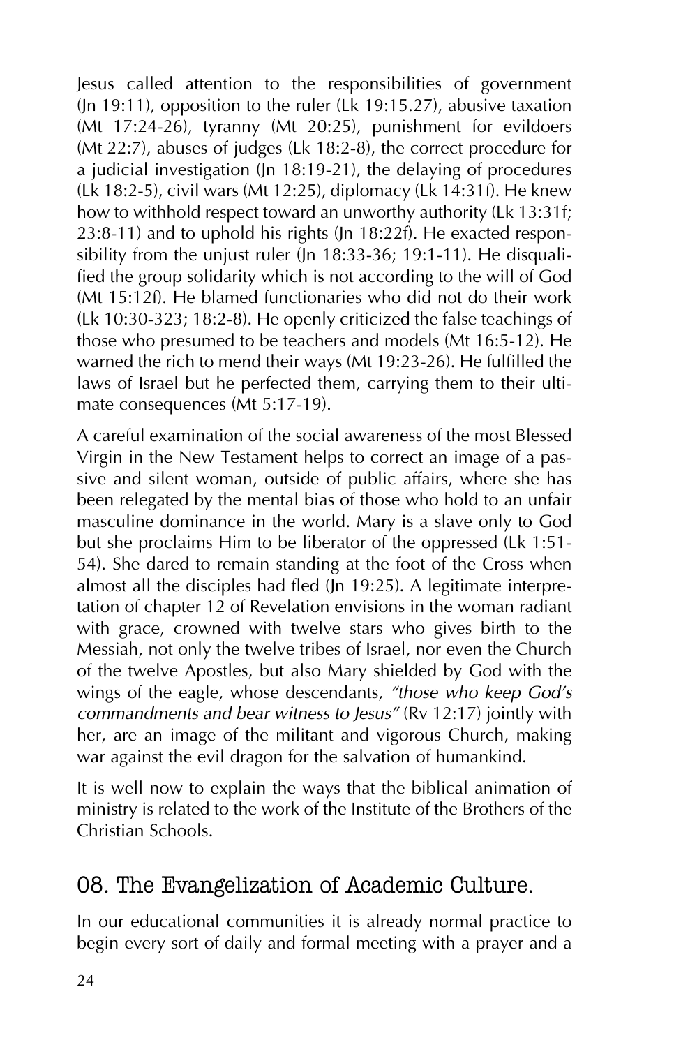Jesus called attention to the responsibilities of government (Jn 19:11), opposition to the ruler (Lk 19:15.27), abusive taxation (Mt 17:24-26), tyranny (Mt 20:25), punishment for evildoers (Mt 22:7), abuses of judges (Lk 18:2-8), the correct procedure for a judicial investigation (Jn 18:19-21), the delaying of procedures (Lk 18:2-5), civil wars (Mt 12:25), diplomacy (Lk 14:31f). He knew how to withhold respect toward an unworthy authority (Lk 13:31f; 23:8-11) and to uphold his rights (Jn 18:22f). He exacted responsibility from the unjust ruler (Jn 18:33-36; 19:1-11). He disqualified the group solidarity which is not according to the will of God (Mt 15:12f). He blamed functionaries who did not do their work (Lk 10:30-323; 18:2-8). He openly criticized the false teachings of those who presumed to be teachers and models (Mt 16:5-12). He warned the rich to mend their ways (Mt 19:23-26). He fulfilled the laws of Israel but he perfected them, carrying them to their ultimate consequences (Mt 5:17-19).

A careful examination of the social awareness of the most Blessed Virgin in the New Testament helps to correct an image of a passive and silent woman, outside of public affairs, where she has been relegated by the mental bias of those who hold to an unfair masculine dominance in the world. Mary is a slave only to God but she proclaims Him to be liberator of the oppressed (Lk 1:51-54). She dared to remain standing at the foot of the Cross when almost all the disciples had fled (Jn 19:25). A legitimate interpretation of chapter 12 of Revelation envisions in the woman radiant with grace, crowned with twelve stars who gives birth to the Messiah, not only the twelve tribes of Israel, nor even the Church of the twelve Apostles, but also Mary shielded by God with the wings of the eagle, whose descendants, *"those who keep God's commandments and bear witness to Jesus"* (Rv 12:17) jointly with her, are an image of the militant and vigorous Church, making war against the evil dragon for the salvation of humankind.

It is well now to explain the ways that the biblical animation of ministry is related to the work of the Institute of the Brothers of the Christian Schools.

## 08. The Evangelization of Academic Culture.

In our educational communities it is already normal practice to begin every sort of daily and formal meeting with a prayer and a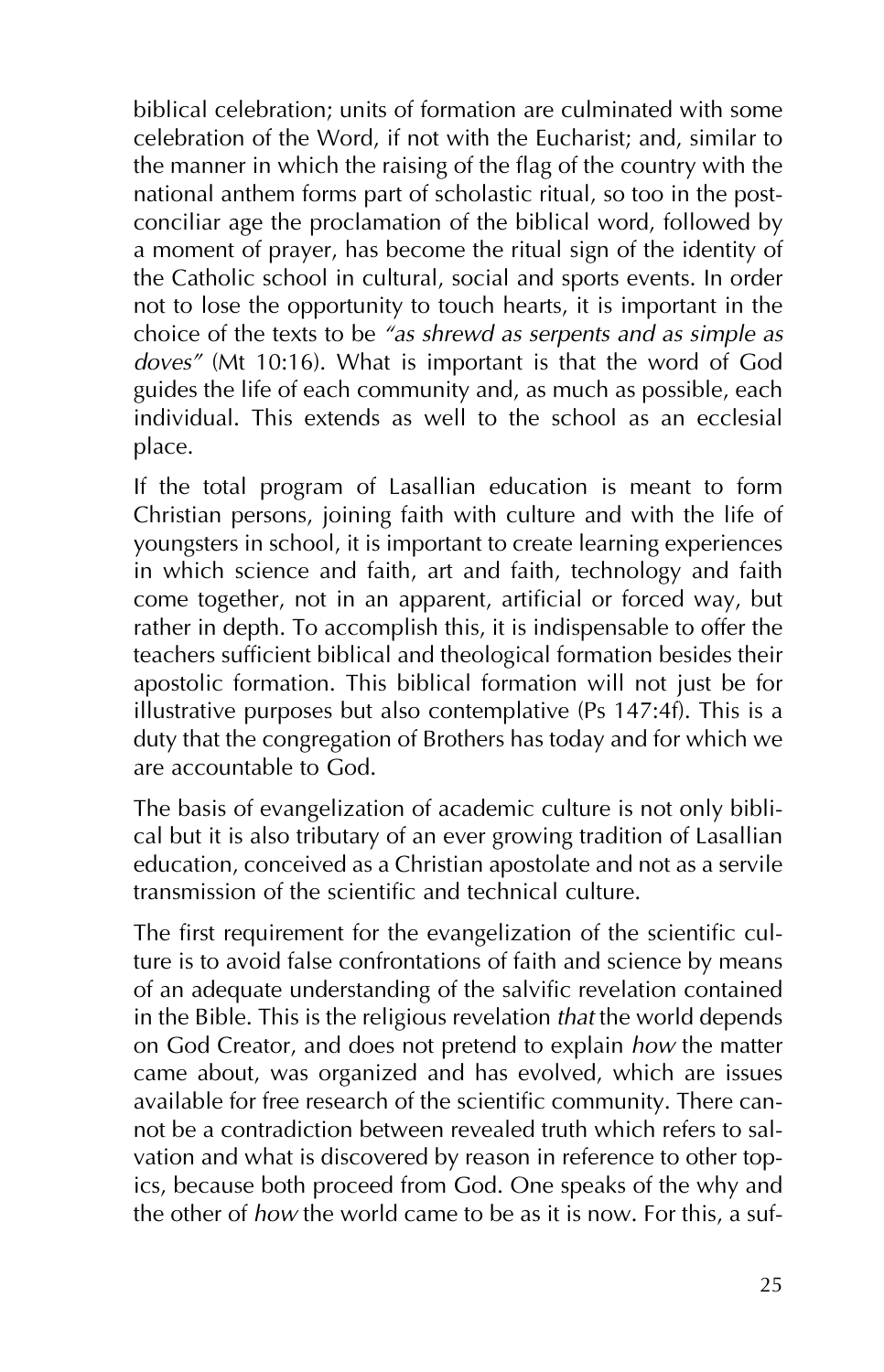biblical celebration; units of formation are culminated with some celebration of the Word, if not with the Eucharist; and, similar to the manner in which the raising of the flag of the country with the national anthem forms part of scholastic ritual, so too in the post-conciliar age the proclamation of the biblical word, followed by a moment of prayer, has become the ritual sign of the identity of the Catholic school in cultural, social and sports events. In order not to lose the opportunity to touch hearts, it is important in the choice of the texts to be *"as shrewd as serpents and as simple as doves"* (Mt 10:16). What is important is that the word of God guides the life of each community and, as much as possible, each individual. This extends as well to the school as an ecclesial place.

If the total program of Lasallian education is meant to form Christian persons, joining faith with culture and with the life of youngsters in school, it is important to create learning experiences in which science and faith, art and faith, technology and faith come together, not in an apparent, artificial or forced way, but rather in depth. To accomplish this, it is indispensable to offer the teachers sufficient biblical and theological formation besides their apostolic formation. This biblical formation will not just be for illustrative purposes but also contemplative (Ps 147:4f). This is a duty that the congregation of Brothers has today and for which we are accountable to God.

The basis of evangelization of academic culture is not only biblical but it is also tributary of an ever growing tradition of Lasallian education, conceived as a Christian apostolate and not as a servile transmission of the scientific and technical culture.

The first requirement for the evangelization of the scientific culture is to avoid false confrontations of faith and science by means of an adequate understanding of the salvific revelation contained in the Bible. This is the religious revelation *that* the world depends on God Creator, and does not pretend to explain *how* the matter came about, was organized and has evolved, which are issues available for free research of the scientific community. There cannot be a contradiction between revealed truth which refers to salvation and what is discovered by reason in reference to other topics, because both proceed from God. One speaks of the why and the other of *how* the world came to be as it is now. For this, a suf-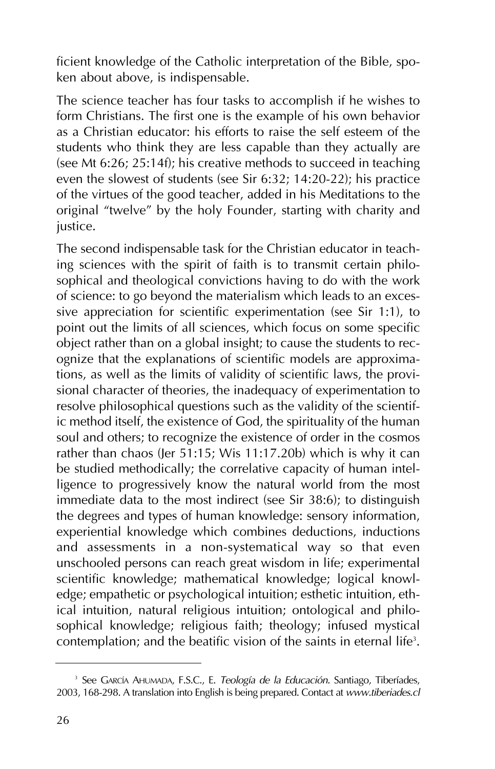ficient knowledge of the Catholic interpretation of the Bible, spoken about above, is indispensable.

The science teacher has four tasks to accomplish if he wishes to form Christians. The first one is the example of his own behavior as a Christian educator: his efforts to raise the self esteem of the students who think they are less capable than they actually are (see Mt 6:26; 25:14f); his creative methods to succeed in teaching even the slowest of students (see Sir 6:32; 14:20-22); his practice of the virtues of the good teacher, added in his Meditations to the original "twelve" by the holy Founder, starting with charity and justice.

The second indispensable task for the Christian educator in teaching sciences with the spirit of faith is to transmit certain philosophical and theological convictions having to do with the work of science: to go beyond the materialism which leads to an excessive appreciation for scientific experimentation (see Sir 1:1), to point out the limits of all sciences, which focus on some specific object rather than on a global insight; to cause the students to recognize that the explanations of scientific models are approximations, as well as the limits of validity of scientific laws, the provisional character of theories, the inadequacy of experimentation to resolve philosophical questions such as the validity of the scientific method itself, the existence of God, the spirituality of the human soul and others; to recognize the existence of order in the cosmos rather than chaos (Jer 51:15; Wis 11:17.20b) which is why it can be studied methodically; the correlative capacity of human intelligence to progressively know the natural world from the most immediate data to the most indirect (see Sir 38:6); to distinguish the degrees and types of human knowledge: sensory information, experiential knowledge which combines deductions, inductions and assessments in a non-systematical way so that even unschooled persons can reach great wisdom in life; experimental scientific knowledge; mathematical knowledge; logical knowledge; empathetic or psychological intuition; esthetic intuition, ethical intuition, natural religious intuition; ontological and philosophical knowledge; religious faith; theology; infused mystical contemplation; and the beatific vision of the saints in eternal life[3].

---

[3] See García Ahumada, F.S.C., E. *Teología de la Educación.* Santiago, Tiberíades, 2003, 168-298. A translation into English is being prepared. Contact at *www.tiberiades.cl*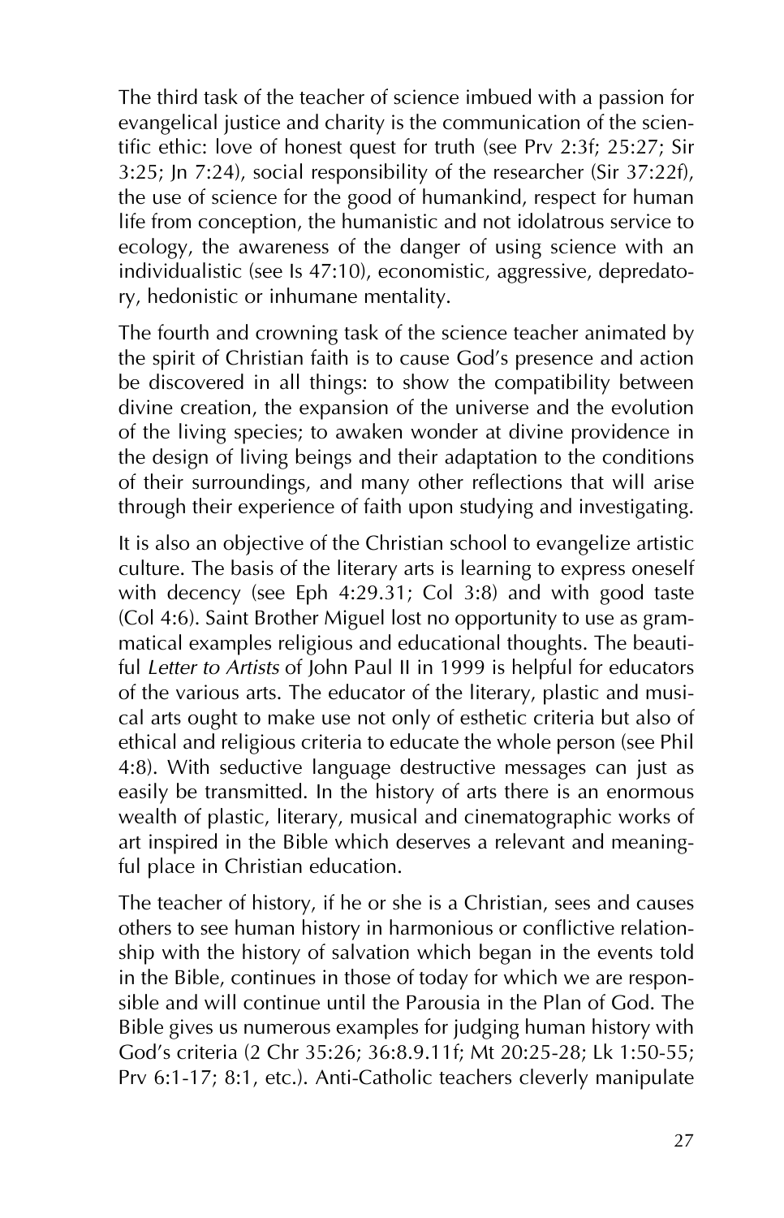The third task of the teacher of science imbued with a passion for evangelical justice and charity is the communication of the scientific ethic: love of honest quest for truth (see Prv 2:3f; 25:27; Sir 3:25; Jn 7:24), social responsibility of the researcher (Sir 37:22f), the use of science for the good of humankind, respect for human life from conception, the humanistic and not idolatrous service to ecology, the awareness of the danger of using science with an individualistic (see Is 47:10), economistic, aggressive, depredatory, hedonistic or inhumane mentality.

The fourth and crowning task of the science teacher animated by the spirit of Christian faith is to cause God's presence and action be discovered in all things: to show the compatibility between divine creation, the expansion of the universe and the evolution of the living species; to awaken wonder at divine providence in the design of living beings and their adaptation to the conditions of their surroundings, and many other reflections that will arise through their experience of faith upon studying and investigating.

It is also an objective of the Christian school to evangelize artistic culture. The basis of the literary arts is learning to express oneself with decency (see Eph 4:29.31; Col 3:8) and with good taste (Col 4:6). Saint Brother Miguel lost no opportunity to use as grammatical examples religious and educational thoughts. The beautiful *Letter to Artists* of John Paul II in 1999 is helpful for educators of the various arts. The educator of the literary, plastic and musical arts ought to make use not only of esthetic criteria but also of ethical and religious criteria to educate the whole person (see Phil 4:8). With seductive language destructive messages can just as easily be transmitted. In the history of arts there is an enormous wealth of plastic, literary, musical and cinematographic works of art inspired in the Bible which deserves a relevant and meaningful place in Christian education.

The teacher of history, if he or she is a Christian, sees and causes others to see human history in harmonious or conflictive relationship with the history of salvation which began in the events told in the Bible, continues in those of today for which we are responsible and will continue until the Parousia in the Plan of God. The Bible gives us numerous examples for judging human history with God's criteria (2 Chr 35:26; 36:8.9.11f; Mt 20:25-28; Lk 1:50-55; Prv 6:1-17; 8:1, etc.). Anti-Catholic teachers cleverly manipulate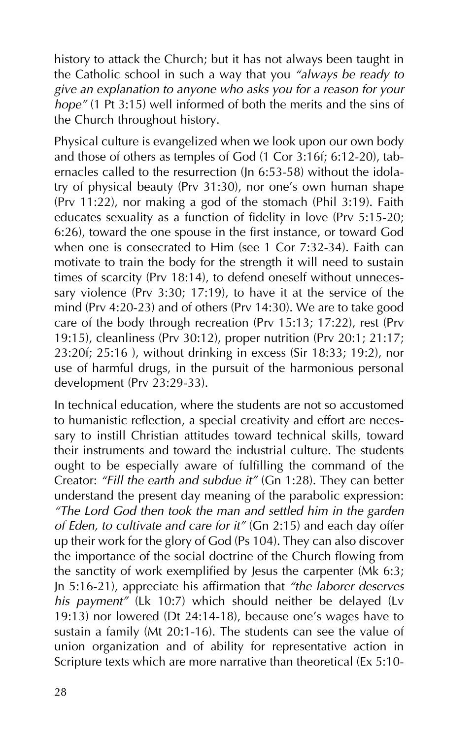history to attack the Church; but it has not always been taught in the Catholic school in such a way that you *"always be ready to give an explanation to anyone who asks you for a reason for your hope"* (1 Pt 3:15) well informed of both the merits and the sins of the Church throughout history.

Physical culture is evangelized when we look upon our own body and those of others as temples of God (1 Cor 3:16f; 6:12-20), tabernacles called to the resurrection (Jn 6:53-58) without the idolatry of physical beauty (Prv 31:30), nor one's own human shape (Prv 11:22), nor making a god of the stomach (Phil 3:19). Faith educates sexuality as a function of fidelity in love (Prv 5:15-20; 6:26), toward the one spouse in the first instance, or toward God when one is consecrated to Him (see 1 Cor 7:32-34). Faith can motivate to train the body for the strength it will need to sustain times of scarcity (Prv 18:14), to defend oneself without unnecessary violence (Prv 3:30; 17:19), to have it at the service of the mind (Prv 4:20-23) and of others (Prv 14:30). We are to take good care of the body through recreation (Prv 15:13; 17:22), rest (Prv 19:15), cleanliness (Prv 30:12), proper nutrition (Prv 20:1; 21:17; 23:20f; 25:16 ), without drinking in excess (Sir 18:33; 19:2), nor use of harmful drugs, in the pursuit of the harmonious personal development (Prv 23:29-33).

In technical education, where the students are not so accustomed to humanistic reflection, a special creativity and effort are necessary to instill Christian attitudes toward technical skills, toward their instruments and toward the industrial culture. The students ought to be especially aware of fulfilling the command of the Creator: *"Fill the earth and subdue it"* (Gn 1:28). They can better understand the present day meaning of the parabolic expression: *"The Lord God then took the man and settled him in the garden of Eden, to cultivate and care for it"* (Gn 2:15) and each day offer up their work for the glory of God (Ps 104). They can also discover the importance of the social doctrine of the Church flowing from the sanctity of work exemplified by Jesus the carpenter (Mk 6:3; Jn 5:16-21), appreciate his affirmation that *"the laborer deserves his payment"* (Lk 10:7) which should neither be delayed (Lv 19:13) nor lowered (Dt 24:14-18), because one's wages have to sustain a family (Mt 20:1-16). The students can see the value of union organization and of ability for representative action in Scripture texts which are more narrative than theoretical (Ex 5:10-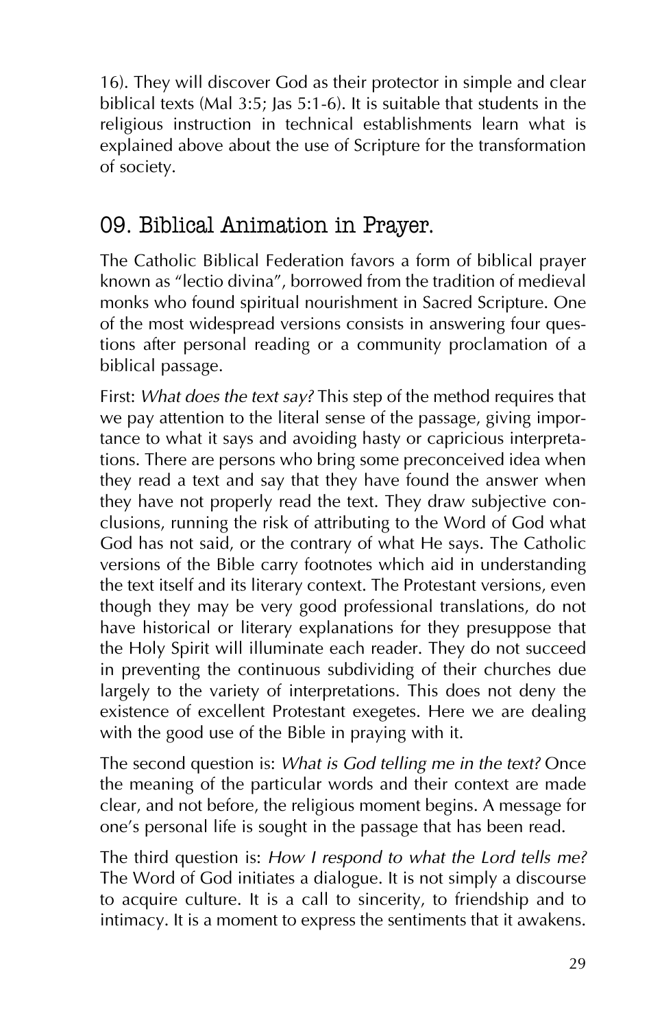16). They will discover God as their protector in simple and clear biblical texts (Mal 3:5; Jas 5:1-6). It is suitable that students in the religious instruction in technical establishments learn what is explained above about the use of Scripture for the transformation of society.

## 09. Biblical Animation in Prayer.

The Catholic Biblical Federation favors a form of biblical prayer known as "lectio divina", borrowed from the tradition of medieval monks who found spiritual nourishment in Sacred Scripture. One of the most widespread versions consists in answering four questions after personal reading or a community proclamation of a biblical passage.

First: *What does the text say?* This step of the method requires that we pay attention to the literal sense of the passage, giving importance to what it says and avoiding hasty or capricious interpretations. There are persons who bring some preconceived idea when they read a text and say that they have found the answer when they have not properly read the text. They draw subjective conclusions, running the risk of attributing to the Word of God what God has not said, or the contrary of what He says. The Catholic versions of the Bible carry footnotes which aid in understanding the text itself and its literary context. The Protestant versions, even though they may be very good professional translations, do not have historical or literary explanations for they presuppose that the Holy Spirit will illuminate each reader. They do not succeed in preventing the continuous subdividing of their churches due largely to the variety of interpretations. This does not deny the existence of excellent Protestant exegetes. Here we are dealing with the good use of the Bible in praying with it.

The second question is: *What is God telling me in the text?* Once the meaning of the particular words and their context are made clear, and not before, the religious moment begins. A message for one's personal life is sought in the passage that has been read.

The third question is: *How I respond to what the Lord tells me?* The Word of God initiates a dialogue. It is not simply a discourse to acquire culture. It is a call to sincerity, to friendship and to intimacy. It is a moment to express the sentiments that it awakens.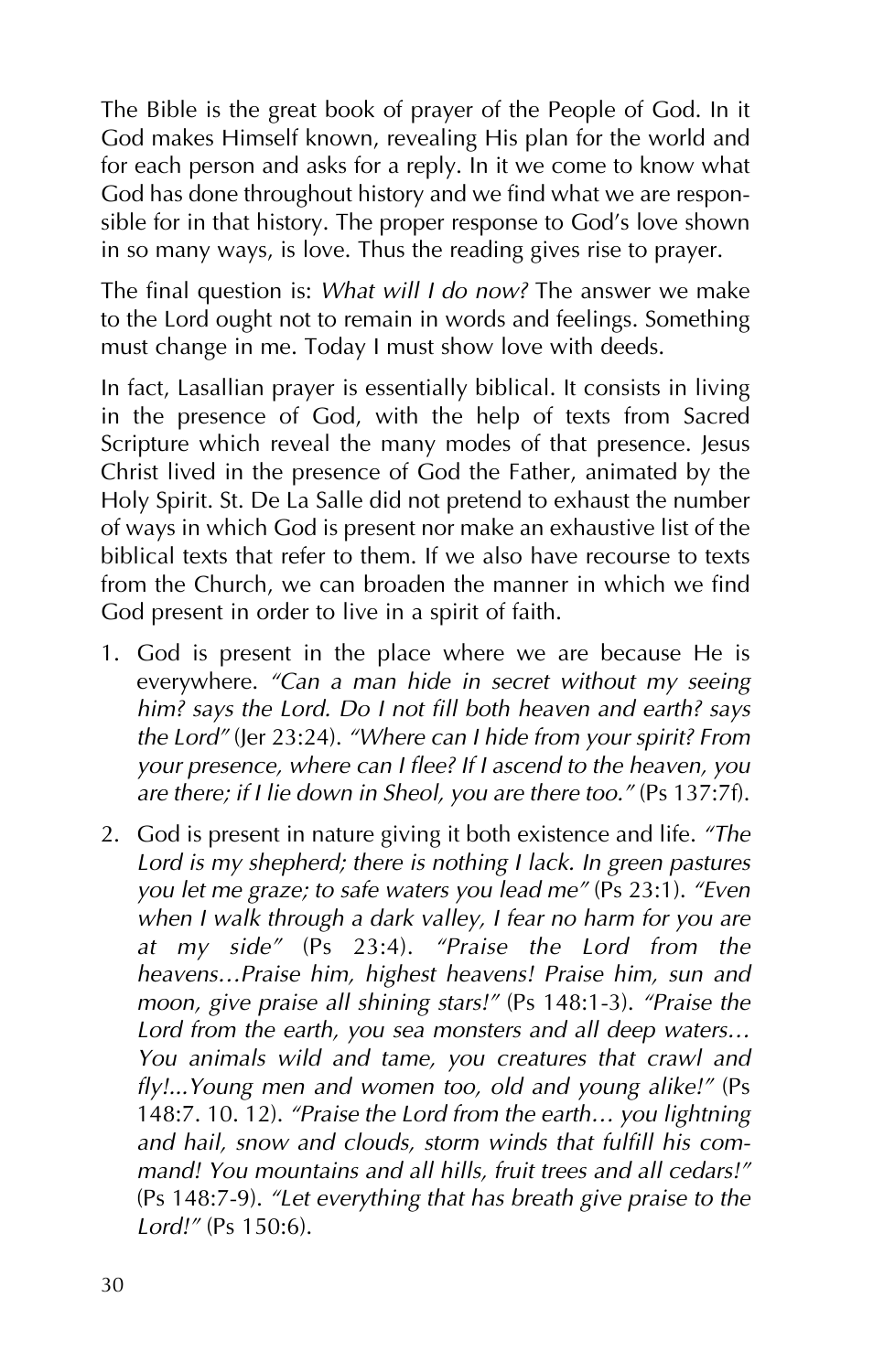The Bible is the great book of prayer of the People of God. In it God makes Himself known, revealing His plan for the world and for each person and asks for a reply. In it we come to know what God has done throughout history and we find what we are responsible for in that history. The proper response to God's love shown in so many ways, is love. Thus the reading gives rise to prayer.

The final question is: *What will I do now?* The answer we make to the Lord ought not to remain in words and feelings. Something must change in me. Today I must show love with deeds.

In fact, Lasallian prayer is essentially biblical. It consists in living in the presence of God, with the help of texts from Sacred Scripture which reveal the many modes of that presence. Jesus Christ lived in the presence of God the Father, animated by the Holy Spirit. St. De La Salle did not pretend to exhaust the number of ways in which God is present nor make an exhaustive list of the biblical texts that refer to them. If we also have recourse to texts from the Church, we can broaden the manner in which we find God present in order to live in a spirit of faith.

1. God is present in the place where we are because He is everywhere. *"Can a man hide in secret without my seeing him? says the Lord. Do I not fill both heaven and earth? says the Lord"* (Jer 23:24). *"Where can I hide from your spirit? From your presence, where can I flee? If I ascend to the heaven, you are there; if I lie down in Sheol, you are there too."* (Ps 137:7f).

2. God is present in nature giving it both existence and life. *"The Lord is my shepherd; there is nothing I lack. In green pastures you let me graze; to safe waters you lead me"* (Ps 23:1). *"Even when I walk through a dark valley, I fear no harm for you are at my side"* (Ps 23:4). *"Praise the Lord from the heavens…Praise him, highest heavens! Praise him, sun and moon, give praise all shining stars!"* (Ps 148:1-3). *"Praise the Lord from the earth, you sea monsters and all deep waters… You animals wild and tame, you creatures that crawl and fly!...Young men and women too, old and young alike!"* (Ps 148:7. 10. 12). *"Praise the Lord from the earth… you lightning and hail, snow and clouds, storm winds that fulfill his command! You mountains and all hills, fruit trees and all cedars!"* (Ps 148:7-9). *"Let everything that has breath give praise to the Lord!"* (Ps 150:6).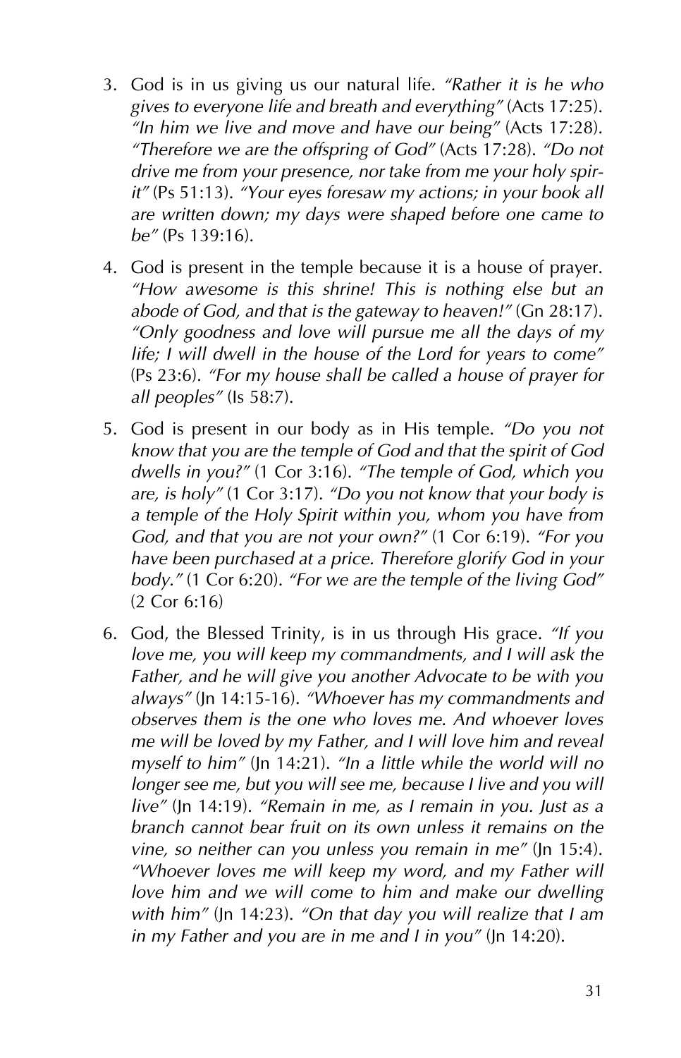3. God is in us giving us our natural life. *"Rather it is he who gives to everyone life and breath and everything"* (Acts 17:25). *"In him we live and move and have our being"* (Acts 17:28). *"Therefore we are the offspring of God"* (Acts 17:28). *"Do not drive me from your presence, nor take from me your holy spirit"* (Ps 51:13). *"Your eyes foresaw my actions; in your book all are written down; my days were shaped before one came to be"* (Ps 139:16).

4. God is present in the temple because it is a house of prayer. *"How awesome is this shrine! This is nothing else but an abode of God, and that is the gateway to heaven!"* (Gn 28:17). *"Only goodness and love will pursue me all the days of my life; I will dwell in the house of the Lord for years to come"* (Ps 23:6). *"For my house shall be called a house of prayer for all peoples"* (Is 58:7).

5. God is present in our body as in His temple. *"Do you not know that you are the temple of God and that the spirit of God dwells in you?"* (1 Cor 3:16). *"The temple of God, which you are, is holy"* (1 Cor 3:17). *"Do you not know that your body is a temple of the Holy Spirit within you, whom you have from God, and that you are not your own?"* (1 Cor 6:19). *"For you have been purchased at a price. Therefore glorify God in your body."* (1 Cor 6:20). *"For we are the temple of the living God"* (2 Cor 6:16)

6. God, the Blessed Trinity, is in us through His grace. *"If you love me, you will keep my commandments, and I will ask the Father, and he will give you another Advocate to be with you always"* (Jn 14:15-16). *"Whoever has my commandments and observes them is the one who loves me. And whoever loves me will be loved by my Father, and I will love him and reveal myself to him"* (Jn 14:21). *"In a little while the world will no longer see me, but you will see me, because I live and you will live"* (Jn 14:19). *"Remain in me, as I remain in you. Just as a branch cannot bear fruit on its own unless it remains on the vine, so neither can you unless you remain in me"* (Jn 15:4). *"Whoever loves me will keep my word, and my Father will love him and we will come to him and make our dwelling with him"* (Jn 14:23). *"On that day you will realize that I am in my Father and you are in me and I in you"* (Jn 14:20).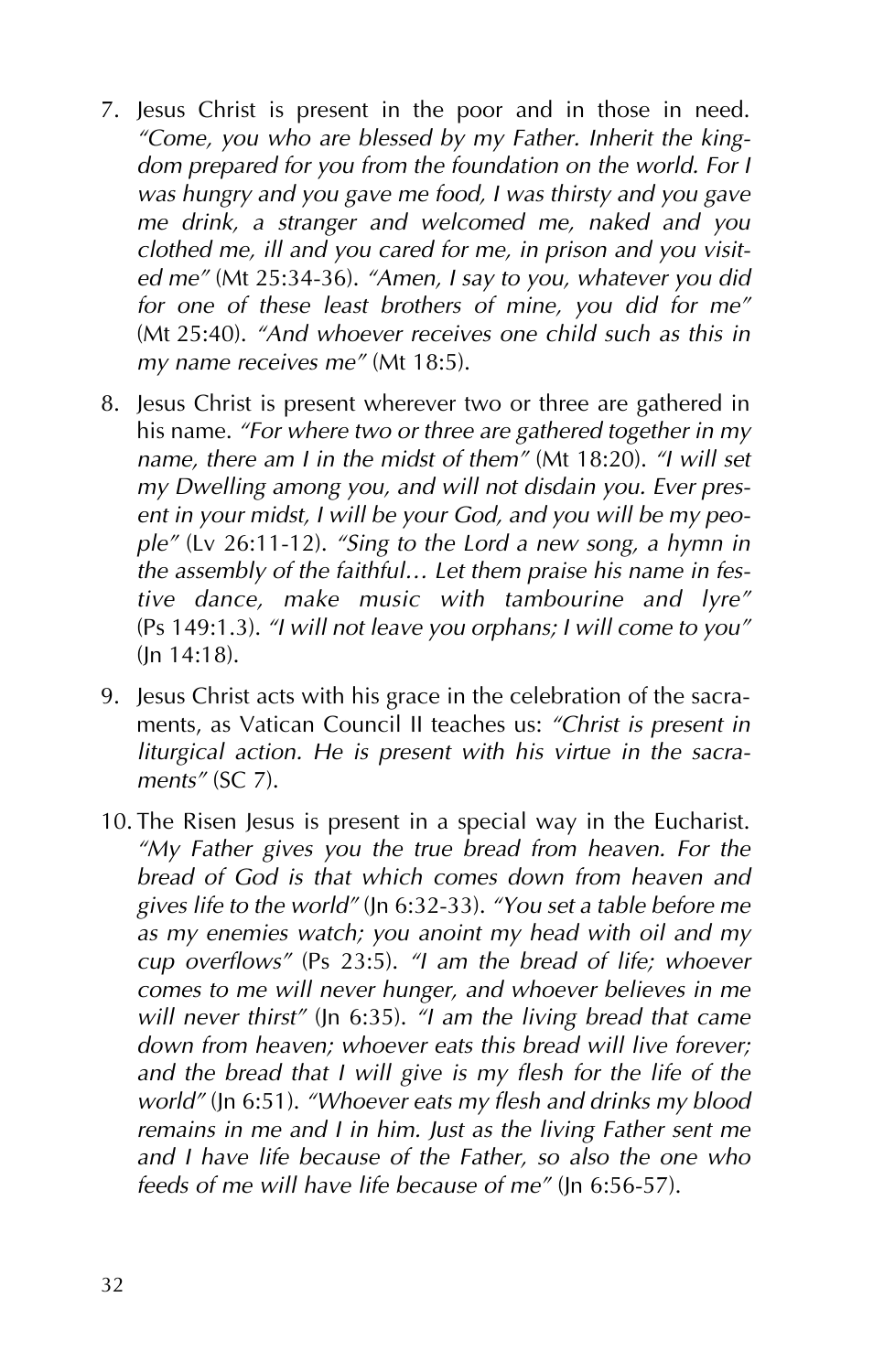7. Jesus Christ is present in the poor and in those in need. *"Come, you who are blessed by my Father. Inherit the kingdom prepared for you from the foundation on the world. For I was hungry and you gave me food, I was thirsty and you gave me drink, a stranger and welcomed me, naked and you clothed me, ill and you cared for me, in prison and you visited me"* (Mt 25:34-36). *"Amen, I say to you, whatever you did for one of these least brothers of mine, you did for me"* (Mt 25:40). *"And whoever receives one child such as this in my name receives me"* (Mt 18:5).

8. Jesus Christ is present wherever two or three are gathered in his name. *"For where two or three are gathered together in my name, there am I in the midst of them"* (Mt 18:20). *"I will set my Dwelling among you, and will not disdain you. Ever present in your midst, I will be your God, and you will be my people"* (Lv 26:11-12). *"Sing to the Lord a new song, a hymn in the assembly of the faithful… Let them praise his name in festive dance, make music with tambourine and lyre"* (Ps 149:1.3). *"I will not leave you orphans; I will come to you"* (Jn 14:18).

9. Jesus Christ acts with his grace in the celebration of the sacraments, as Vatican Council II teaches us: *"Christ is present in liturgical action. He is present with his virtue in the sacraments"* (SC 7).

10. The Risen Jesus is present in a special way in the Eucharist. *"My Father gives you the true bread from heaven. For the bread of God is that which comes down from heaven and gives life to the world"* (Jn 6:32-33). *"You set a table before me as my enemies watch; you anoint my head with oil and my cup overflows"* (Ps 23:5). *"I am the bread of life; whoever comes to me will never hunger, and whoever believes in me will never thirst"* (Jn 6:35). *"I am the living bread that came down from heaven; whoever eats this bread will live forever; and the bread that I will give is my flesh for the life of the world"* (Jn 6:51). *"Whoever eats my flesh and drinks my blood remains in me and I in him. Just as the living Father sent me and I have life because of the Father, so also the one who feeds of me will have life because of me"* (Jn 6:56-57).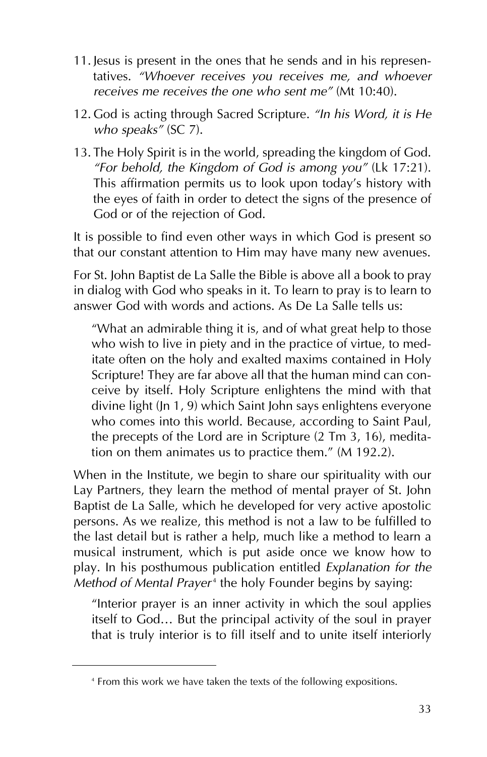11. Jesus is present in the ones that he sends and in his representatives. *"Whoever receives you receives me, and whoever receives me receives the one who sent me"* (Mt 10:40).

12. God is acting through Sacred Scripture. *"In his Word, it is He who speaks"* (SC 7).

13. The Holy Spirit is in the world, spreading the kingdom of God. *"For behold, the Kingdom of God is among you"* (Lk 17:21). This affirmation permits us to look upon today's history with the eyes of faith in order to detect the signs of the presence of God or of the rejection of God.

It is possible to find even other ways in which God is present so that our constant attention to Him may have many new avenues.

For St. John Baptist de La Salle the Bible is above all a book to pray in dialog with God who speaks in it. To learn to pray is to learn to answer God with words and actions. As De La Salle tells us:

> "What an admirable thing it is, and of what great help to those who wish to live in piety and in the practice of virtue, to meditate often on the holy and exalted maxims contained in Holy Scripture! They are far above all that the human mind can conceive by itself. Holy Scripture enlightens the mind with that divine light (Jn 1, 9) which Saint John says enlightens everyone who comes into this world. Because, according to Saint Paul, the precepts of the Lord are in Scripture (2 Tm 3, 16), meditation on them animates us to practice them." (M 192.2).

When in the Institute, we begin to share our spirituality with our Lay Partners, they learn the method of mental prayer of St. John Baptist de La Salle, which he developed for very active apostolic persons. As we realize, this method is not a law to be fulfilled to the last detail but is rather a help, much like a method to learn a musical instrument, which is put aside once we know how to play. In his posthumous publication entitled *Explanation for the Method of Mental Prayer*[4] the holy Founder begins by saying:

> "Interior prayer is an inner activity in which the soul applies itself to God… But the principal activity of the soul in prayer that is truly interior is to fill itself and to unite itself interiorly

[4] From this work we have taken the texts of the following expositions.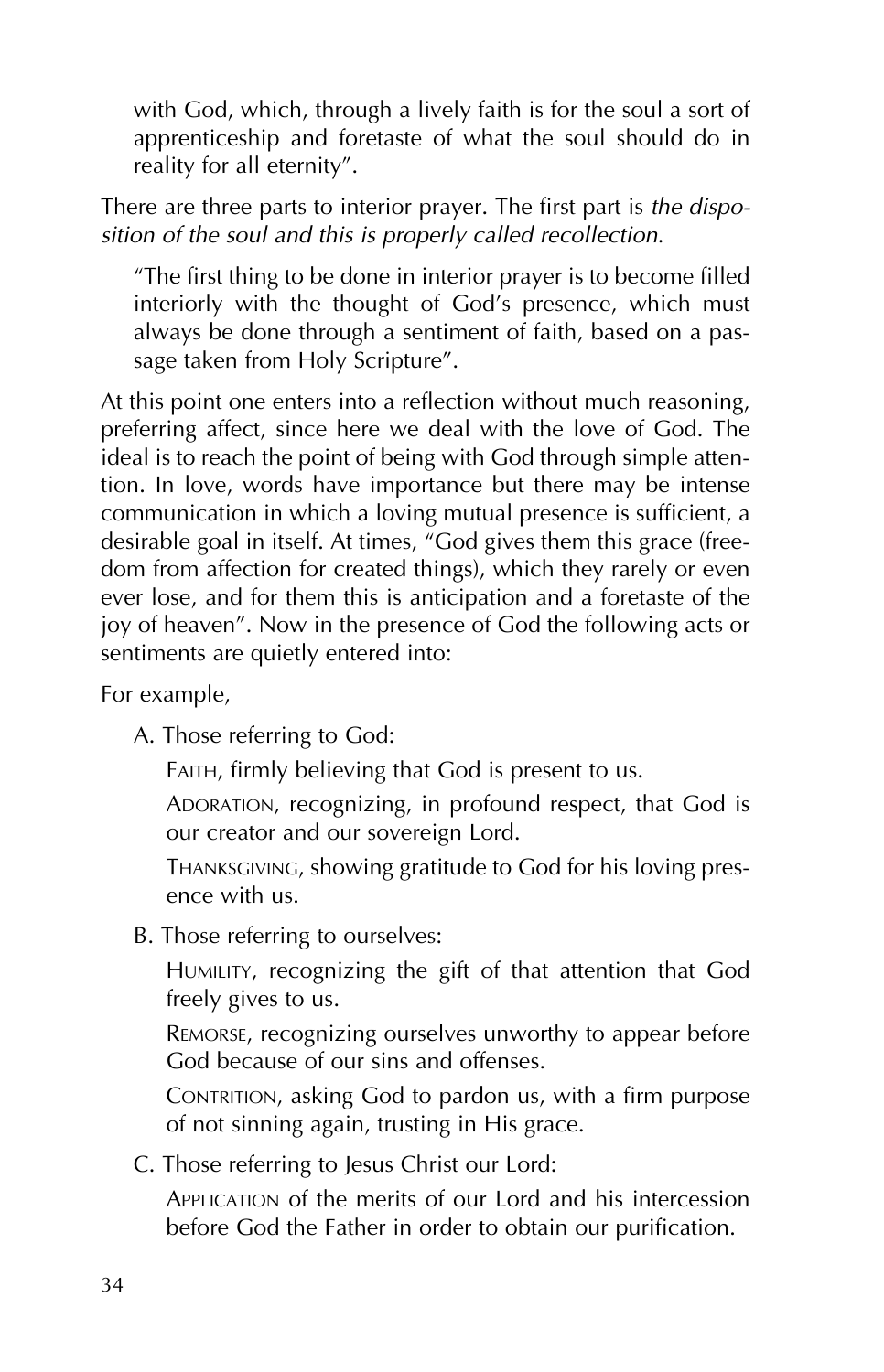with God, which, through a lively faith is for the soul a sort of apprenticeship and foretaste of what the soul should do in reality for all eternity".

There are three parts to interior prayer. The first part is *the disposition of the soul and this is properly called recollection.*

"The first thing to be done in interior prayer is to become filled interiorly with the thought of God's presence, which must always be done through a sentiment of faith, based on a passage taken from Holy Scripture".

At this point one enters into a reflection without much reasoning, preferring affect, since here we deal with the love of God. The ideal is to reach the point of being with God through simple attention. In love, words have importance but there may be intense communication in which a loving mutual presence is sufficient, a desirable goal in itself. At times, "God gives them this grace (freedom from affection for created things), which they rarely or even ever lose, and for them this is anticipation and a foretaste of the joy of heaven". Now in the presence of God the following acts or sentiments are quietly entered into:

For example,

A. Those referring to God:

FAITH, firmly believing that God is present to us.

ADORATION, recognizing, in profound respect, that God is our creator and our sovereign Lord.

THANKSGIVING, showing gratitude to God for his loving presence with us.

B. Those referring to ourselves:

HUMILITY, recognizing the gift of that attention that God freely gives to us.

REMORSE, recognizing ourselves unworthy to appear before God because of our sins and offenses.

CONTRITION, asking God to pardon us, with a firm purpose of not sinning again, trusting in His grace.

C. Those referring to Jesus Christ our Lord:

APPLICATION of the merits of our Lord and his intercession before God the Father in order to obtain our purification.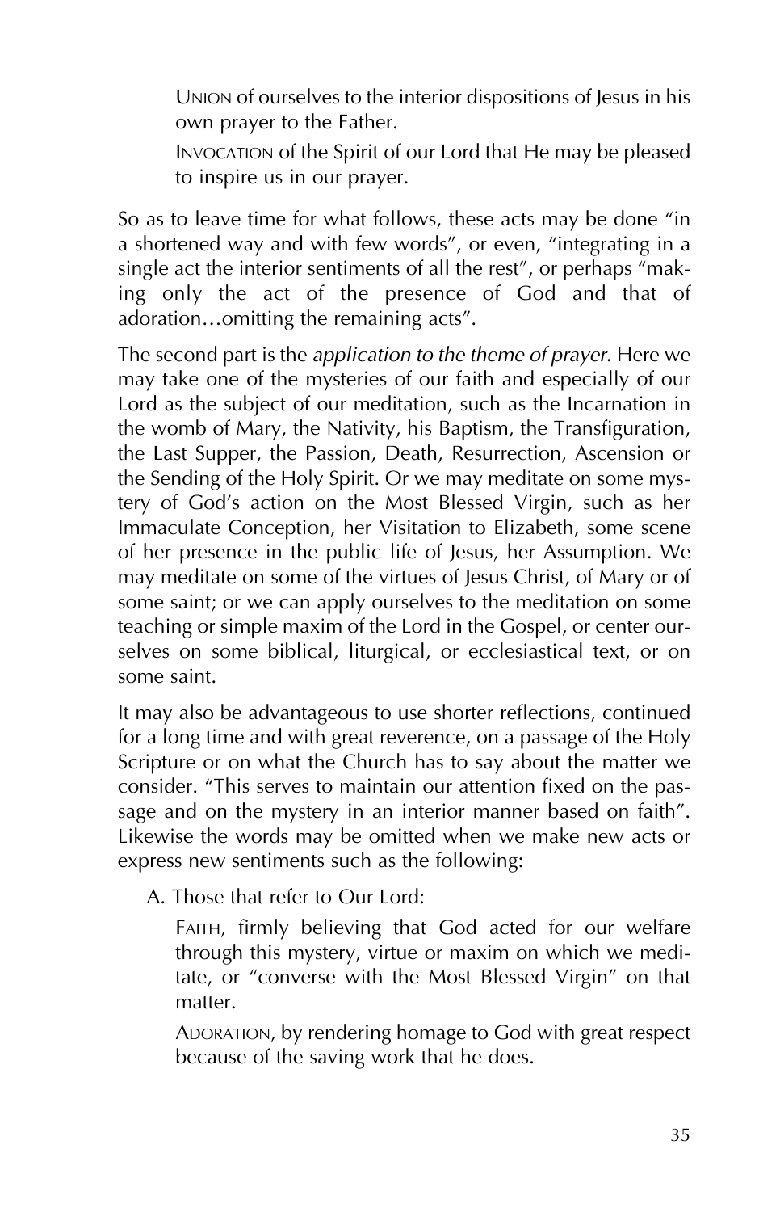UNION of ourselves to the interior dispositions of Jesus in his own prayer to the Father.

INVOCATION of the Spirit of our Lord that He may be pleased to inspire us in our prayer.

So as to leave time for what follows, these acts may be done "in a shortened way and with few words", or even, "integrating in a single act the interior sentiments of all the rest", or perhaps "making only the act of the presence of God and that of adoration…omitting the remaining acts".

The second part is the *application to the theme of prayer*. Here we may take one of the mysteries of our faith and especially of our Lord as the subject of our meditation, such as the Incarnation in the womb of Mary, the Nativity, his Baptism, the Transfiguration, the Last Supper, the Passion, Death, Resurrection, Ascension or the Sending of the Holy Spirit. Or we may meditate on some mystery of God's action on the Most Blessed Virgin, such as her Immaculate Conception, her Visitation to Elizabeth, some scene of her presence in the public life of Jesus, her Assumption. We may meditate on some of the virtues of Jesus Christ, of Mary or of some saint; or we can apply ourselves to the meditation on some teaching or simple maxim of the Lord in the Gospel, or center ourselves on some biblical, liturgical, or ecclesiastical text, or on some saint.

It may also be advantageous to use shorter reflections, continued for a long time and with great reverence, on a passage of the Holy Scripture or on what the Church has to say about the matter we consider. "This serves to maintain our attention fixed on the passage and on the mystery in an interior manner based on faith". Likewise the words may be omitted when we make new acts or express new sentiments such as the following:

A. Those that refer to Our Lord:

FAITH, firmly believing that God acted for our welfare through this mystery, virtue or maxim on which we meditate, or "converse with the Most Blessed Virgin" on that matter.

ADORATION, by rendering homage to God with great respect because of the saving work that he does.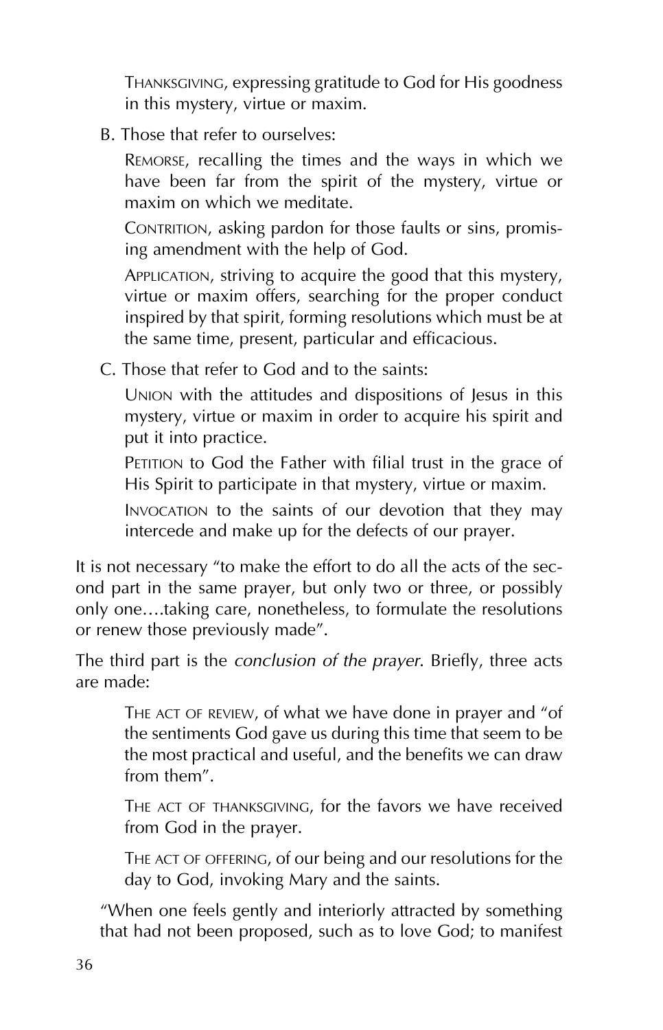Thanksgiving, expressing gratitude to God for His goodness in this mystery, virtue or maxim.

B. Those that refer to ourselves:

Remorse, recalling the times and the ways in which we have been far from the spirit of the mystery, virtue or maxim on which we meditate.

Contrition, asking pardon for those faults or sins, promising amendment with the help of God.

Application, striving to acquire the good that this mystery, virtue or maxim offers, searching for the proper conduct inspired by that spirit, forming resolutions which must be at the same time, present, particular and efficacious.

C. Those that refer to God and to the saints:

Union with the attitudes and dispositions of Jesus in this mystery, virtue or maxim in order to acquire his spirit and put it into practice.

Petition to God the Father with filial trust in the grace of His Spirit to participate in that mystery, virtue or maxim.

Invocation to the saints of our devotion that they may intercede and make up for the defects of our prayer.

It is not necessary "to make the effort to do all the acts of the second part in the same prayer, but only two or three, or possibly only one….taking care, nonetheless, to formulate the resolutions or renew those previously made".

The third part is the *conclusion of the prayer*. Briefly, three acts are made:

The act of review, of what we have done in prayer and "of the sentiments God gave us during this time that seem to be the most practical and useful, and the benefits we can draw from them".

The act of thanksgiving, for the favors we have received from God in the prayer.

The act of offering, of our being and our resolutions for the day to God, invoking Mary and the saints.

"When one feels gently and interiorly attracted by something that had not been proposed, such as to love God; to manifest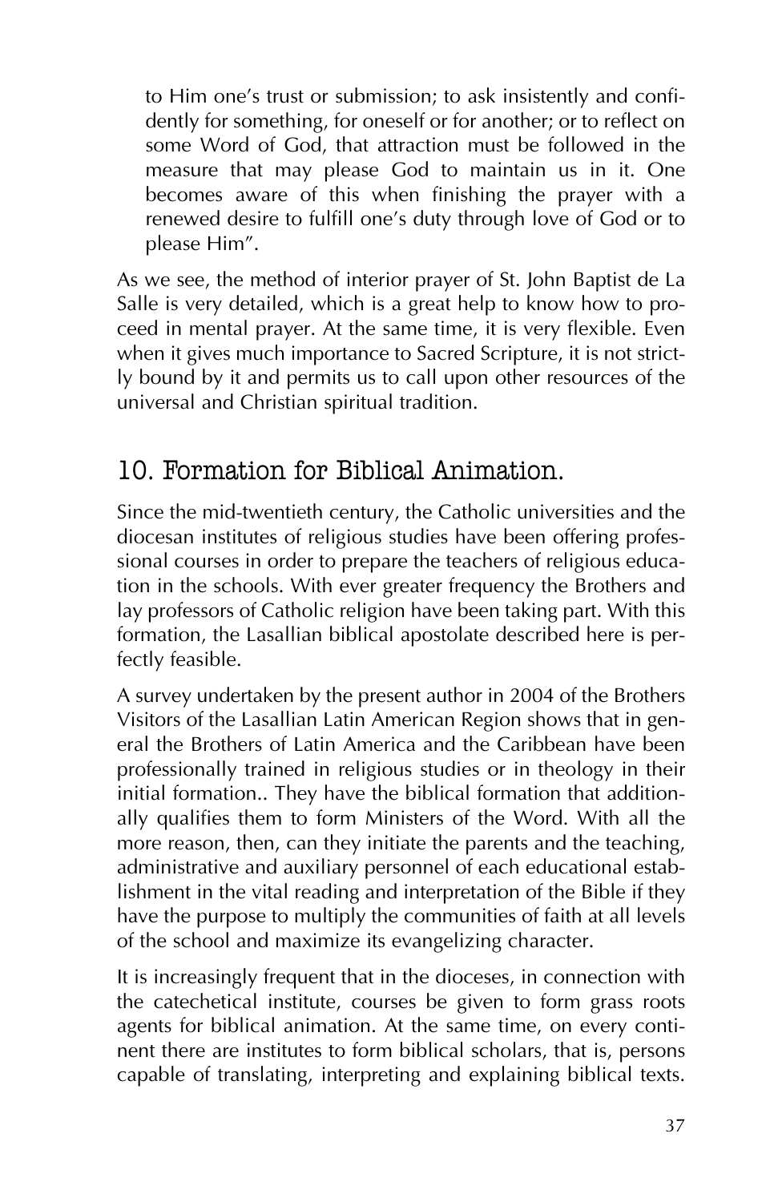to Him one's trust or submission; to ask insistently and confidently for something, for oneself or for another; or to reflect on some Word of God, that attraction must be followed in the measure that may please God to maintain us in it. One becomes aware of this when finishing the prayer with a renewed desire to fulfill one's duty through love of God or to please Him".

As we see, the method of interior prayer of St. John Baptist de La Salle is very detailed, which is a great help to know how to proceed in mental prayer. At the same time, it is very flexible. Even when it gives much importance to Sacred Scripture, it is not strictly bound by it and permits us to call upon other resources of the universal and Christian spiritual tradition.

## 10. Formation for Biblical Animation.

Since the mid-twentieth century, the Catholic universities and the diocesan institutes of religious studies have been offering professional courses in order to prepare the teachers of religious education in the schools. With ever greater frequency the Brothers and lay professors of Catholic religion have been taking part. With this formation, the Lasallian biblical apostolate described here is perfectly feasible.

A survey undertaken by the present author in 2004 of the Brothers Visitors of the Lasallian Latin American Region shows that in general the Brothers of Latin America and the Caribbean have been professionally trained in religious studies or in theology in their initial formation.. They have the biblical formation that additionally qualifies them to form Ministers of the Word. With all the more reason, then, can they initiate the parents and the teaching, administrative and auxiliary personnel of each educational establishment in the vital reading and interpretation of the Bible if they have the purpose to multiply the communities of faith at all levels of the school and maximize its evangelizing character.

It is increasingly frequent that in the dioceses, in connection with the catechetical institute, courses be given to form grass roots agents for biblical animation. At the same time, on every continent there are institutes to form biblical scholars, that is, persons capable of translating, interpreting and explaining biblical texts.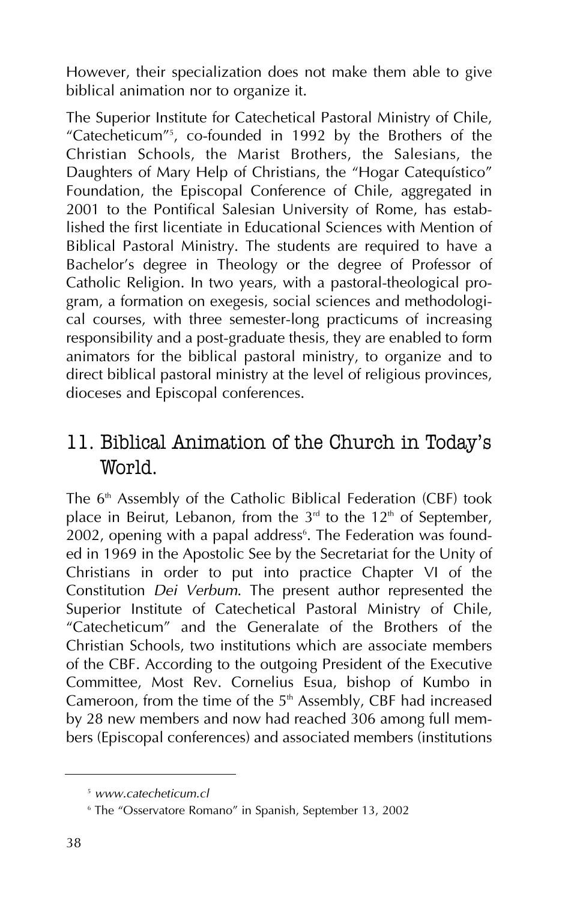However, their specialization does not make them able to give biblical animation nor to organize it.

The Superior Institute for Catechetical Pastoral Ministry of Chile, "Catecheticum"[5], co-founded in 1992 by the Brothers of the Christian Schools, the Marist Brothers, the Salesians, the Daughters of Mary Help of Christians, the "Hogar Catequístico" Foundation, the Episcopal Conference of Chile, aggregated in 2001 to the Pontifical Salesian University of Rome, has established the first licentiate in Educational Sciences with Mention of Biblical Pastoral Ministry. The students are required to have a Bachelor's degree in Theology or the degree of Professor of Catholic Religion. In two years, with a pastoral-theological program, a formation on exegesis, social sciences and methodological courses, with three semester-long practicums of increasing responsibility and a post-graduate thesis, they are enabled to form animators for the biblical pastoral ministry, to organize and to direct biblical pastoral ministry at the level of religious provinces, dioceses and Episcopal conferences.

## 11. Biblical Animation of the Church in Today's World.

The 6th Assembly of the Catholic Biblical Federation (CBF) took place in Beirut, Lebanon, from the 3rd to the 12th of September, 2002, opening with a papal address[6]. The Federation was founded in 1969 in the Apostolic See by the Secretariat for the Unity of Christians in order to put into practice Chapter VI of the Constitution *Dei Verbum*. The present author represented the Superior Institute of Catechetical Pastoral Ministry of Chile, "Catecheticum" and the Generalate of the Brothers of the Christian Schools, two institutions which are associate members of the CBF. According to the outgoing President of the Executive Committee, Most Rev. Cornelius Esua, bishop of Kumbo in Cameroon, from the time of the 5th Assembly, CBF had increased by 28 new members and now had reached 306 among full members (Episcopal conferences) and associated members (institutions

---

[5] *www.catecheticum.cl*

[6] The "Osservatore Romano" in Spanish, September 13, 2002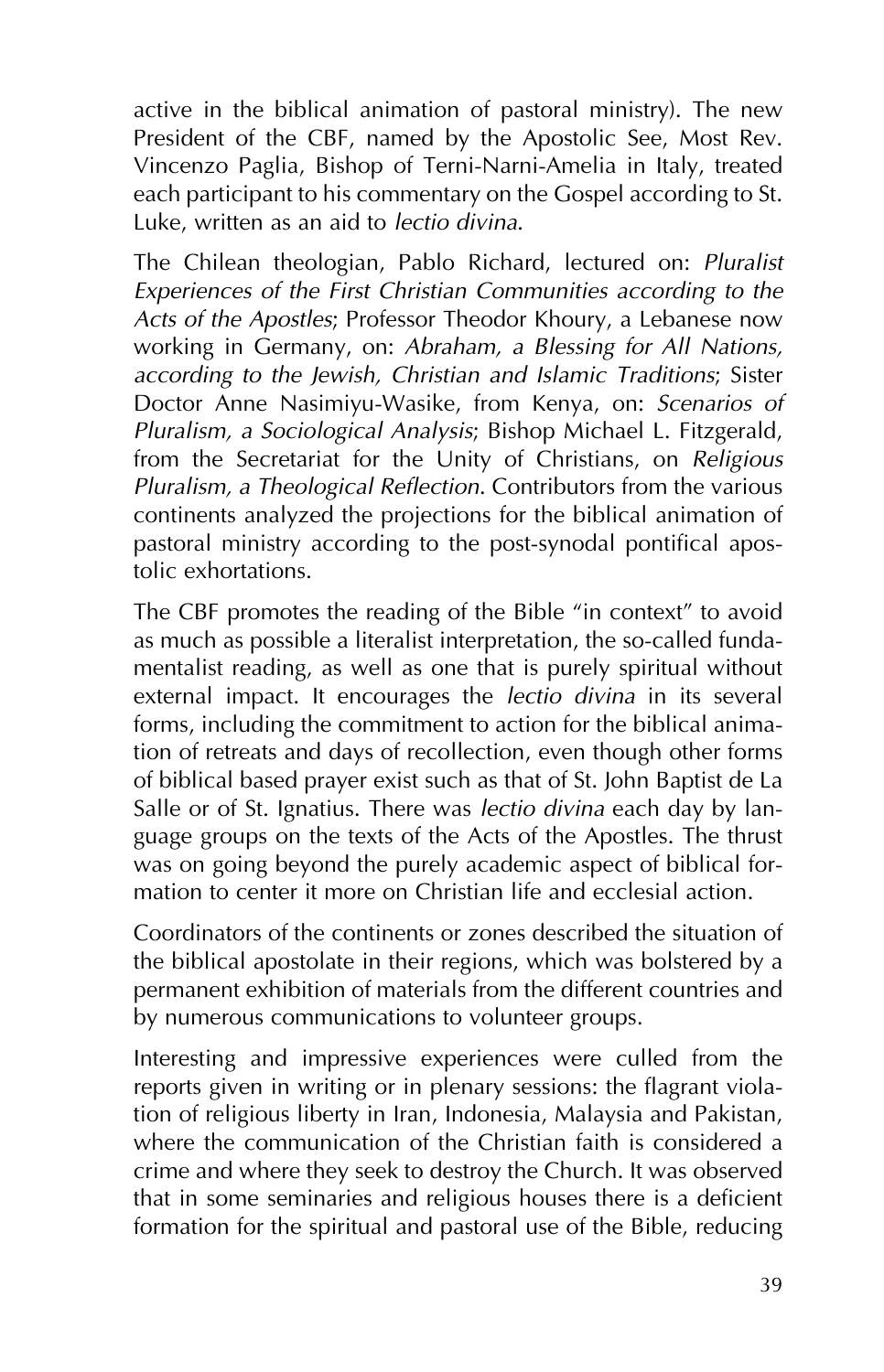active in the biblical animation of pastoral ministry). The new President of the CBF, named by the Apostolic See, Most Rev. Vincenzo Paglia, Bishop of Terni-Narni-Amelia in Italy, treated each participant to his commentary on the Gospel according to St. Luke, written as an aid to *lectio divina*.

The Chilean theologian, Pablo Richard, lectured on: *Pluralist Experiences of the First Christian Communities according to the Acts of the Apostles*; Professor Theodor Khoury, a Lebanese now working in Germany, on: *Abraham, a Blessing for All Nations, according to the Jewish, Christian and Islamic Traditions*; Sister Doctor Anne Nasimiyu-Wasike, from Kenya, on: *Scenarios of Pluralism, a Sociological Analysis*; Bishop Michael L. Fitzgerald, from the Secretariat for the Unity of Christians, on *Religious Pluralism, a Theological Reflection*. Contributors from the various continents analyzed the projections for the biblical animation of pastoral ministry according to the post-synodal pontifical apostolic exhortations.

The CBF promotes the reading of the Bible "in context" to avoid as much as possible a literalist interpretation, the so-called fundamentalist reading, as well as one that is purely spiritual without external impact. It encourages the *lectio divina* in its several forms, including the commitment to action for the biblical animation of retreats and days of recollection, even though other forms of biblical based prayer exist such as that of St. John Baptist de La Salle or of St. Ignatius. There was *lectio divina* each day by language groups on the texts of the Acts of the Apostles. The thrust was on going beyond the purely academic aspect of biblical formation to center it more on Christian life and ecclesial action.

Coordinators of the continents or zones described the situation of the biblical apostolate in their regions, which was bolstered by a permanent exhibition of materials from the different countries and by numerous communications to volunteer groups.

Interesting and impressive experiences were culled from the reports given in writing or in plenary sessions: the flagrant violation of religious liberty in Iran, Indonesia, Malaysia and Pakistan, where the communication of the Christian faith is considered a crime and where they seek to destroy the Church. It was observed that in some seminaries and religious houses there is a deficient formation for the spiritual and pastoral use of the Bible, reducing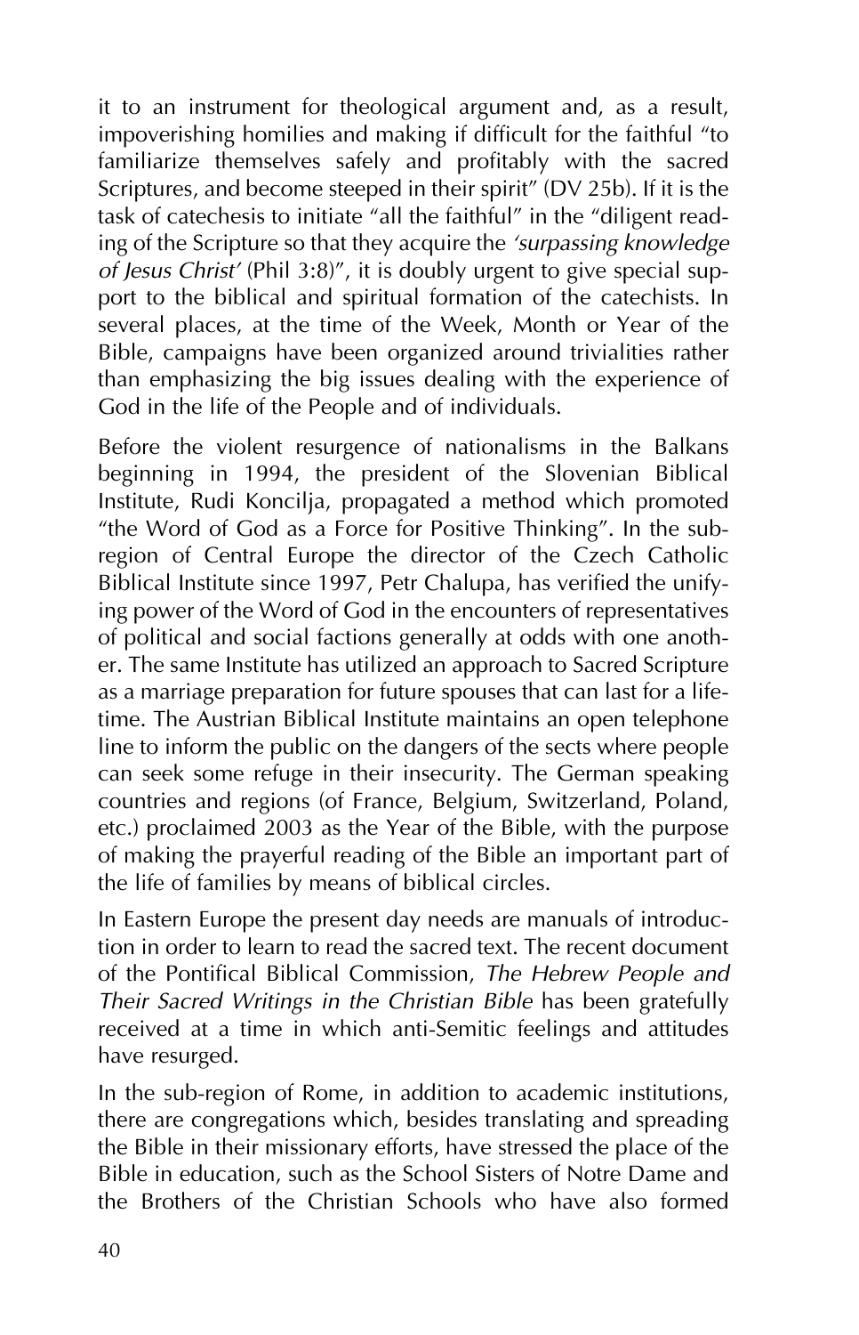it to an instrument for theological argument and, as a result, impoverishing homilies and making if difficult for the faithful "to familiarize themselves safely and profitably with the sacred Scriptures, and become steeped in their spirit" (DV 25b). If it is the task of catechesis to initiate "all the faithful" in the "diligent reading of the Scripture so that they acquire the *'surpassing knowledge of Jesus Christ'* (Phil 3:8)", it is doubly urgent to give special support to the biblical and spiritual formation of the catechists. In several places, at the time of the Week, Month or Year of the Bible, campaigns have been organized around trivialities rather than emphasizing the big issues dealing with the experience of God in the life of the People and of individuals.

Before the violent resurgence of nationalisms in the Balkans beginning in 1994, the president of the Slovenian Biblical Institute, Rudi Koncilja, propagated a method which promoted "the Word of God as a Force for Positive Thinking". In the sub-region of Central Europe the director of the Czech Catholic Biblical Institute since 1997, Petr Chalupa, has verified the unifying power of the Word of God in the encounters of representatives of political and social factions generally at odds with one another. The same Institute has utilized an approach to Sacred Scripture as a marriage preparation for future spouses that can last for a lifetime. The Austrian Biblical Institute maintains an open telephone line to inform the public on the dangers of the sects where people can seek some refuge in their insecurity. The German speaking countries and regions (of France, Belgium, Switzerland, Poland, etc.) proclaimed 2003 as the Year of the Bible, with the purpose of making the prayerful reading of the Bible an important part of the life of families by means of biblical circles.

In Eastern Europe the present day needs are manuals of introduction in order to learn to read the sacred text. The recent document of the Pontifical Biblical Commission, *The Hebrew People and Their Sacred Writings in the Christian Bible* has been gratefully received at a time in which anti-Semitic feelings and attitudes have resurged.

In the sub-region of Rome, in addition to academic institutions, there are congregations which, besides translating and spreading the Bible in their missionary efforts, have stressed the place of the Bible in education, such as the School Sisters of Notre Dame and the Brothers of the Christian Schools who have also formed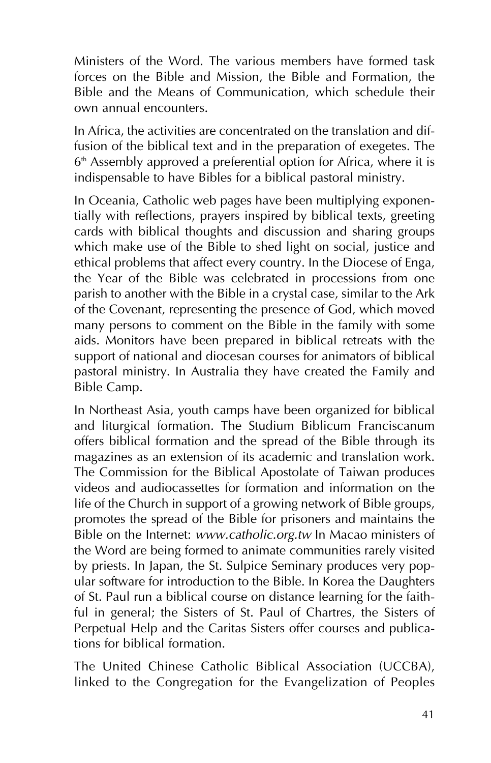Ministers of the Word. The various members have formed task forces on the Bible and Mission, the Bible and Formation, the Bible and the Means of Communication, which schedule their own annual encounters.

In Africa, the activities are concentrated on the translation and diffusion of the biblical text and in the preparation of exegetes. The 6th Assembly approved a preferential option for Africa, where it is indispensable to have Bibles for a biblical pastoral ministry.

In Oceania, Catholic web pages have been multiplying exponentially with reflections, prayers inspired by biblical texts, greeting cards with biblical thoughts and discussion and sharing groups which make use of the Bible to shed light on social, justice and ethical problems that affect every country. In the Diocese of Enga, the Year of the Bible was celebrated in processions from one parish to another with the Bible in a crystal case, similar to the Ark of the Covenant, representing the presence of God, which moved many persons to comment on the Bible in the family with some aids. Monitors have been prepared in biblical retreats with the support of national and diocesan courses for animators of biblical pastoral ministry. In Australia they have created the Family and Bible Camp.

In Northeast Asia, youth camps have been organized for biblical and liturgical formation. The Studium Biblicum Franciscanum offers biblical formation and the spread of the Bible through its magazines as an extension of its academic and translation work. The Commission for the Biblical Apostolate of Taiwan produces videos and audiocassettes for formation and information on the life of the Church in support of a growing network of Bible groups, promotes the spread of the Bible for prisoners and maintains the Bible on the Internet: *www.catholic.org.tw* In Macao ministers of the Word are being formed to animate communities rarely visited by priests. In Japan, the St. Sulpice Seminary produces very popular software for introduction to the Bible. In Korea the Daughters of St. Paul run a biblical course on distance learning for the faithful in general; the Sisters of St. Paul of Chartres, the Sisters of Perpetual Help and the Caritas Sisters offer courses and publications for biblical formation.

The United Chinese Catholic Biblical Association (UCCBA), linked to the Congregation for the Evangelization of Peoples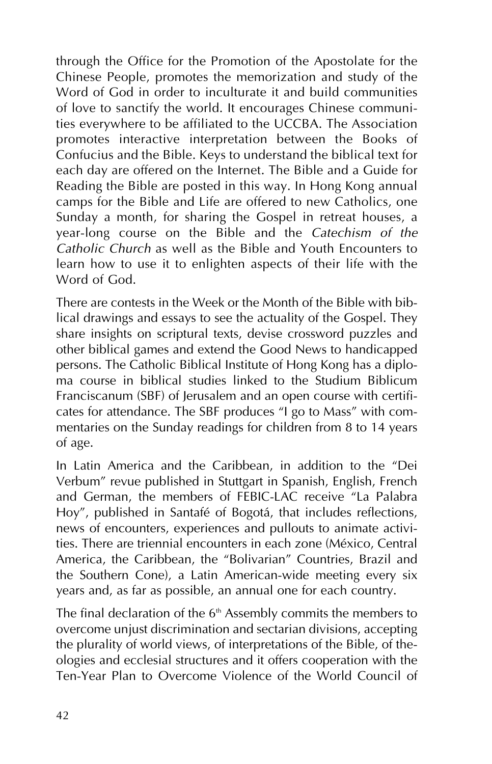through the Office for the Promotion of the Apostolate for the Chinese People, promotes the memorization and study of the Word of God in order to inculturate it and build communities of love to sanctify the world. It encourages Chinese communities everywhere to be affiliated to the UCCBA. The Association promotes interactive interpretation between the Books of Confucius and the Bible. Keys to understand the biblical text for each day are offered on the Internet. The Bible and a Guide for Reading the Bible are posted in this way. In Hong Kong annual camps for the Bible and Life are offered to new Catholics, one Sunday a month, for sharing the Gospel in retreat houses, a year-long course on the Bible and the *Catechism of the Catholic Church* as well as the Bible and Youth Encounters to learn how to use it to enlighten aspects of their life with the Word of God.

There are contests in the Week or the Month of the Bible with biblical drawings and essays to see the actuality of the Gospel. They share insights on scriptural texts, devise crossword puzzles and other biblical games and extend the Good News to handicapped persons. The Catholic Biblical Institute of Hong Kong has a diploma course in biblical studies linked to the Studium Biblicum Franciscanum (SBF) of Jerusalem and an open course with certificates for attendance. The SBF produces "I go to Mass" with commentaries on the Sunday readings for children from 8 to 14 years of age.

In Latin America and the Caribbean, in addition to the "Dei Verbum" revue published in Stuttgart in Spanish, English, French and German, the members of FEBIC-LAC receive "La Palabra Hoy", published in Santafé of Bogotá, that includes reflections, news of encounters, experiences and pullouts to animate activities. There are triennial encounters in each zone (México, Central America, the Caribbean, the "Bolivarian" Countries, Brazil and the Southern Cone), a Latin American-wide meeting every six years and, as far as possible, an annual one for each country.

The final declaration of the 6th Assembly commits the members to overcome unjust discrimination and sectarian divisions, accepting the plurality of world views, of interpretations of the Bible, of theologies and ecclesial structures and it offers cooperation with the Ten-Year Plan to Overcome Violence of the World Council of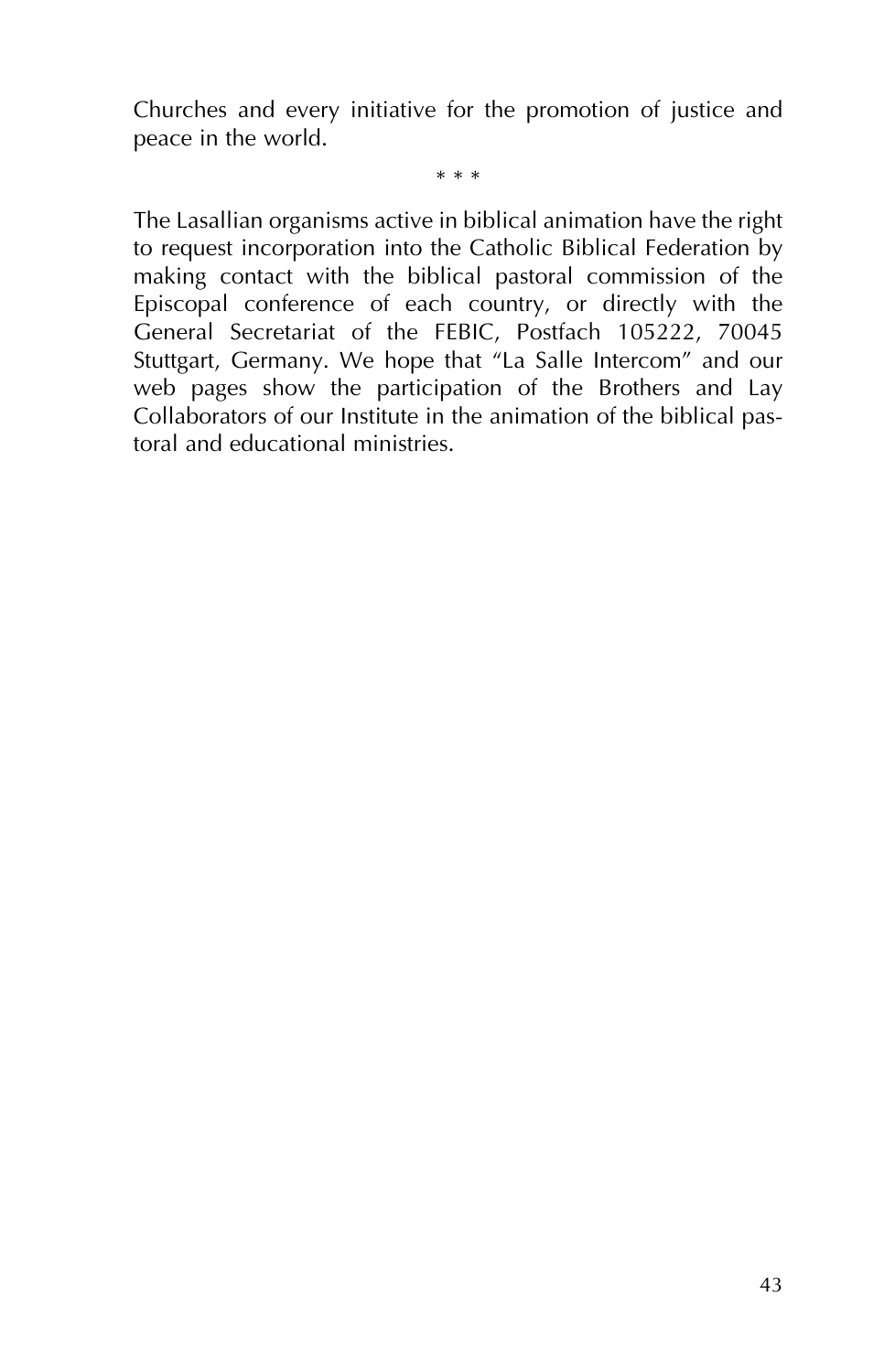Churches and every initiative for the promotion of justice and peace in the world.

* * *

The Lasallian organisms active in biblical animation have the right to request incorporation into the Catholic Biblical Federation by making contact with the biblical pastoral commission of the Episcopal conference of each country, or directly with the General Secretariat of the FEBIC, Postfach 105222, 70045 Stuttgart, Germany. We hope that "La Salle Intercom" and our web pages show the participation of the Brothers and Lay Collaborators of our Institute in the animation of the biblical pastoral and educational ministries.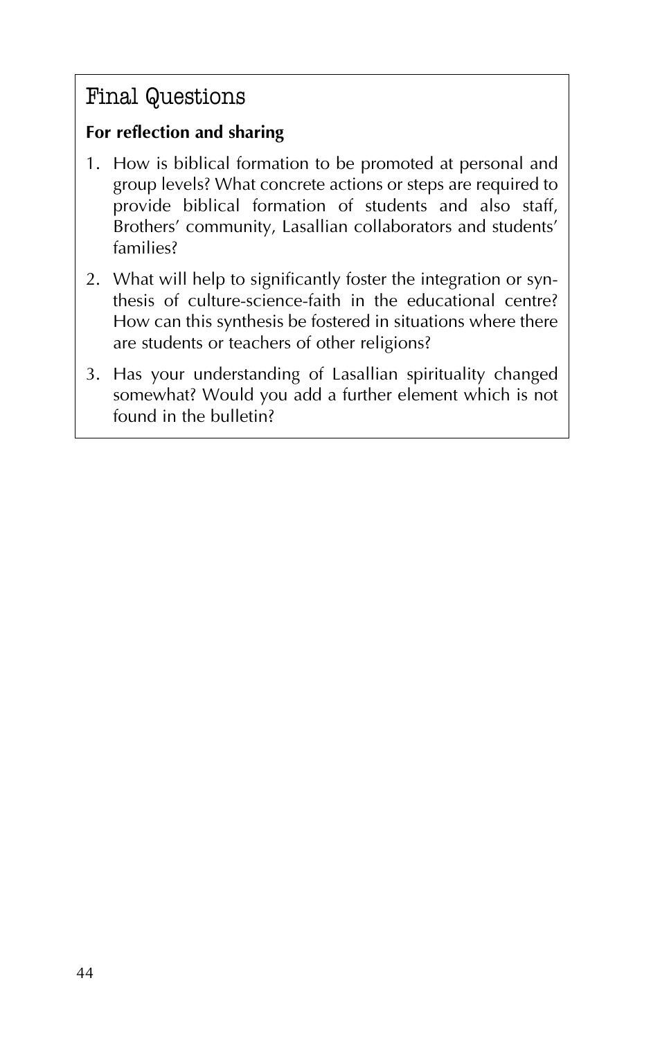## Final Questions

**For reflection and sharing**

1. How is biblical formation to be promoted at personal and group levels? What concrete actions or steps are required to provide biblical formation of students and also staff, Brothers' community, Lasallian collaborators and students' families?
2. What will help to significantly foster the integration or synthesis of culture-science-faith in the educational centre? How can this synthesis be fostered in situations where there are students or teachers of other religions?
3. Has your understanding of Lasallian spirituality changed somewhat? Would you add a further element which is not found in the bulletin?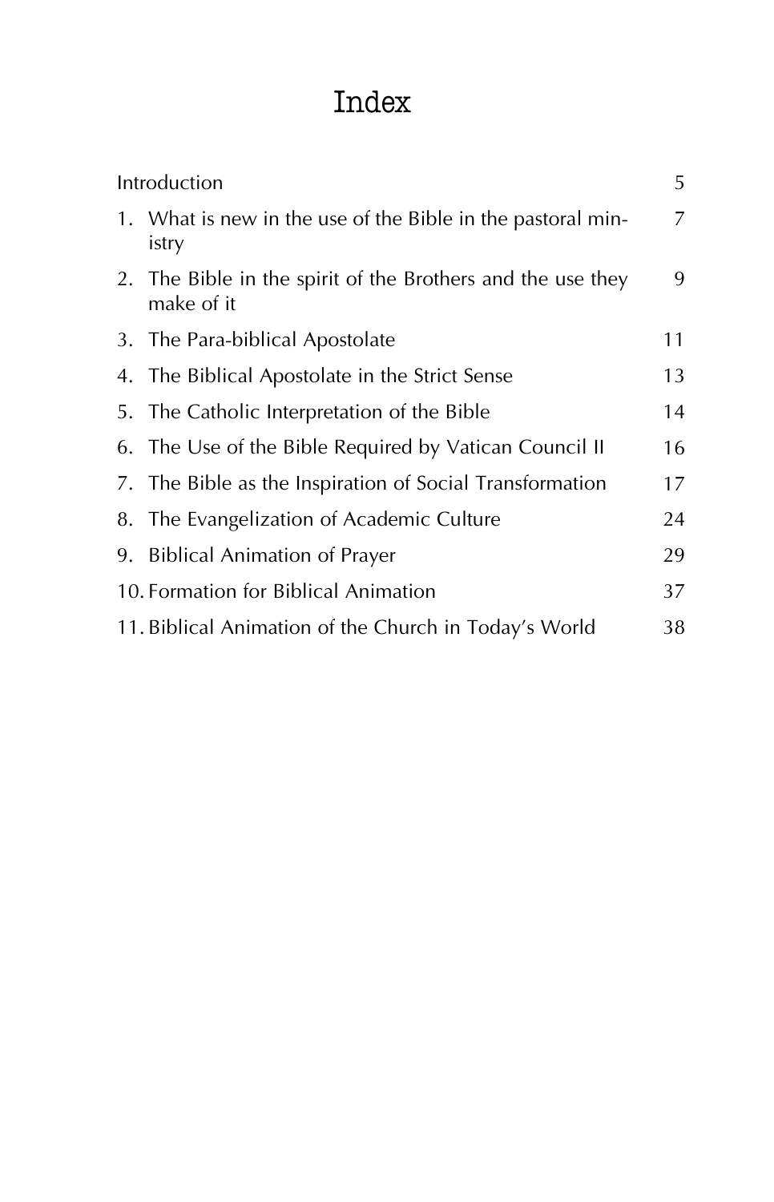# Index

| | |
|---|---|
| Introduction | 5 |
| 1. What is new in the use of the Bible in the pastoral ministry | 7 |
| 2. The Bible in the spirit of the Brothers and the use they make of it | 9 |
| 3. The Para-biblical Apostolate | 11 |
| 4. The Biblical Apostolate in the Strict Sense | 13 |
| 5. The Catholic Interpretation of the Bible | 14 |
| 6. The Use of the Bible Required by Vatican Council II | 16 |
| 7. The Bible as the Inspiration of Social Transformation | 17 |
| 8. The Evangelization of Academic Culture | 24 |
| 9. Biblical Animation of Prayer | 29 |
| 10. Formation for Biblical Animation | 37 |
| 11. Biblical Animation of the Church in Today's World | 38 |